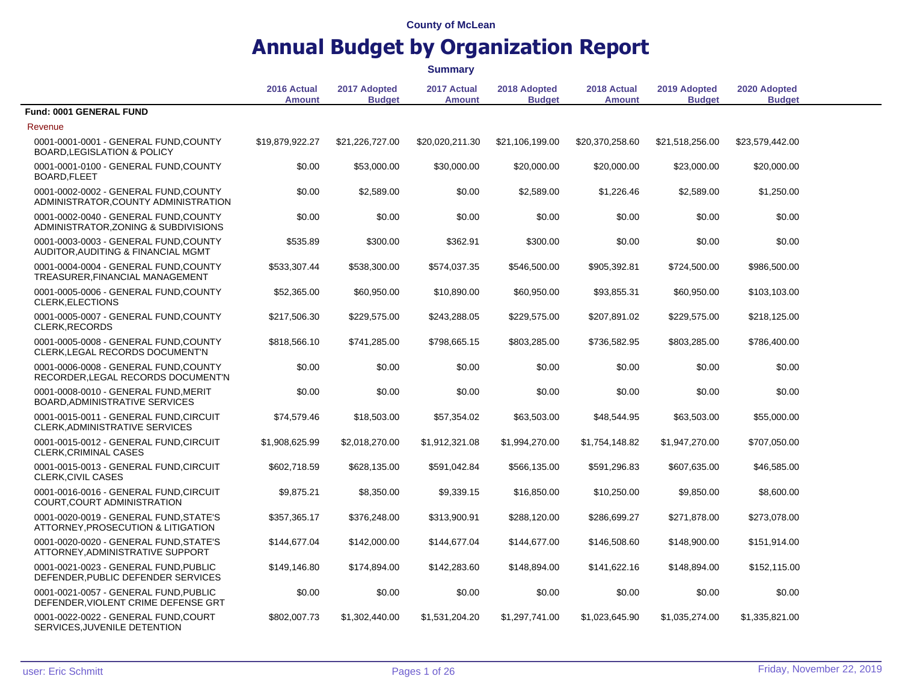County of McLean

# Annual Budget by Organization Report

**Summary**

| | 2016 Actual Amount | 2017 Adopted Budget | 2017 Actual Amount | 2018 Adopted Budget | 2018 Actual Amount | 2019 Adopted Budget | 2020 Adopted Budget |
|---|---|---|---|---|---|---|---|
| **Fund: 0001 GENERAL FUND** | | | | | | | |
| Revenue | | | | | | | |
| 0001-0001-0001 - GENERAL FUND,COUNTY BOARD,LEGISLATION & POLICY | $19,879,922.27 | $21,226,727.00 | $20,020,211.30 | $21,106,199.00 | $20,370,258.60 | $21,518,256.00 | $23,579,442.00 |
| 0001-0001-0100 - GENERAL FUND,COUNTY BOARD,FLEET | $0.00 | $53,000.00 | $30,000.00 | $20,000.00 | $20,000.00 | $23,000.00 | $20,000.00 |
| 0001-0002-0002 - GENERAL FUND,COUNTY ADMINISTRATOR,COUNTY ADMINISTRATION | $0.00 | $2,589.00 | $0.00 | $2,589.00 | $1,226.46 | $2,589.00 | $1,250.00 |
| 0001-0002-0040 - GENERAL FUND,COUNTY ADMINISTRATOR,ZONING & SUBDIVISIONS | $0.00 | $0.00 | $0.00 | $0.00 | $0.00 | $0.00 | $0.00 |
| 0001-0003-0003 - GENERAL FUND,COUNTY AUDITOR,AUDITING & FINANCIAL MGMT | $535.89 | $300.00 | $362.91 | $300.00 | $0.00 | $0.00 | $0.00 |
| 0001-0004-0004 - GENERAL FUND,COUNTY TREASURER,FINANCIAL MANAGEMENT | $533,307.44 | $538,300.00 | $574,037.35 | $546,500.00 | $905,392.81 | $724,500.00 | $986,500.00 |
| 0001-0005-0006 - GENERAL FUND,COUNTY CLERK,ELECTIONS | $52,365.00 | $60,950.00 | $10,890.00 | $60,950.00 | $93,855.31 | $60,950.00 | $103,103.00 |
| 0001-0005-0007 - GENERAL FUND,COUNTY CLERK,RECORDS | $217,506.30 | $229,575.00 | $243,288.05 | $229,575.00 | $207,891.02 | $229,575.00 | $218,125.00 |
| 0001-0005-0008 - GENERAL FUND,COUNTY CLERK,LEGAL RECORDS DOCUMENT'N | $818,566.10 | $741,285.00 | $798,665.15 | $803,285.00 | $736,582.95 | $803,285.00 | $786,400.00 |
| 0001-0006-0008 - GENERAL FUND,COUNTY RECORDER,LEGAL RECORDS DOCUMENT'N | $0.00 | $0.00 | $0.00 | $0.00 | $0.00 | $0.00 | $0.00 |
| 0001-0008-0010 - GENERAL FUND,MERIT BOARD,ADMINISTRATIVE SERVICES | $0.00 | $0.00 | $0.00 | $0.00 | $0.00 | $0.00 | $0.00 |
| 0001-0015-0011 - GENERAL FUND,CIRCUIT CLERK,ADMINISTRATIVE SERVICES | $74,579.46 | $18,503.00 | $57,354.02 | $63,503.00 | $48,544.95 | $63,503.00 | $55,000.00 |
| 0001-0015-0012 - GENERAL FUND,CIRCUIT CLERK,CRIMINAL CASES | $1,908,625.99 | $2,018,270.00 | $1,912,321.08 | $1,994,270.00 | $1,754,148.82 | $1,947,270.00 | $707,050.00 |
| 0001-0015-0013 - GENERAL FUND,CIRCUIT CLERK,CIVIL CASES | $602,718.59 | $628,135.00 | $591,042.84 | $566,135.00 | $591,296.83 | $607,635.00 | $46,585.00 |
| 0001-0016-0016 - GENERAL FUND,CIRCUIT COURT,COURT ADMINISTRATION | $9,875.21 | $8,350.00 | $9,339.15 | $16,850.00 | $10,250.00 | $9,850.00 | $8,600.00 |
| 0001-0020-0019 - GENERAL FUND,STATE'S ATTORNEY,PROSECUTION & LITIGATION | $357,365.17 | $376,248.00 | $313,900.91 | $288,120.00 | $286,699.27 | $271,878.00 | $273,078.00 |
| 0001-0020-0020 - GENERAL FUND,STATE'S ATTORNEY,ADMINISTRATIVE SUPPORT | $144,677.04 | $142,000.00 | $144,677.04 | $144,677.00 | $146,508.60 | $148,900.00 | $151,914.00 |
| 0001-0021-0023 - GENERAL FUND,PUBLIC DEFENDER,PUBLIC DEFENDER SERVICES | $149,146.80 | $174,894.00 | $142,283.60 | $148,894.00 | $141,622.16 | $148,894.00 | $152,115.00 |
| 0001-0021-0057 - GENERAL FUND,PUBLIC DEFENDER,VIOLENT CRIME DEFENSE GRT | $0.00 | $0.00 | $0.00 | $0.00 | $0.00 | $0.00 | $0.00 |
| 0001-0022-0022 - GENERAL FUND,COURT SERVICES,JUVENILE DETENTION | $802,007.73 | $1,302,440.00 | $1,531,204.20 | $1,297,741.00 | $1,023,645.90 | $1,035,274.00 | $1,335,821.00 |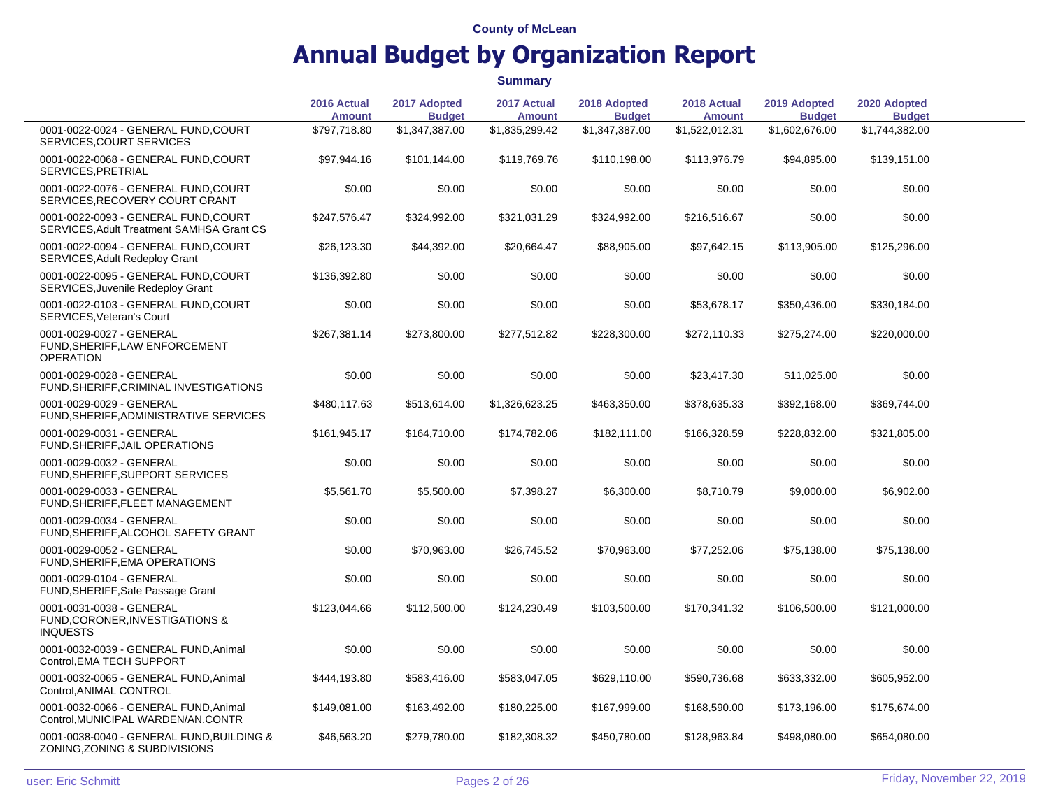County of McLean

# Annual Budget by Organization Report

**Summary**

| | 2016 Actual Amount | 2017 Adopted Budget | 2017 Actual Amount | 2018 Adopted Budget | 2018 Actual Amount | 2019 Adopted Budget | 2020 Adopted Budget |
|---|---|---|---|---|---|---|---|
| 0001-0022-0024 - GENERAL FUND,COURT SERVICES,COURT SERVICES | $797,718.80 | $1,347,387.00 | $1,835,299.42 | $1,347,387.00 | $1,522,012.31 | $1,602,676.00 | $1,744,382.00 |
| 0001-0022-0068 - GENERAL FUND,COURT SERVICES,PRETRIAL | $97,944.16 | $101,144.00 | $119,769.76 | $110,198.00 | $113,976.79 | $94,895.00 | $139,151.00 |
| 0001-0022-0076 - GENERAL FUND,COURT SERVICES,RECOVERY COURT GRANT | $0.00 | $0.00 | $0.00 | $0.00 | $0.00 | $0.00 | $0.00 |
| 0001-0022-0093 - GENERAL FUND,COURT SERVICES,Adult Treatment SAMHSA Grant CS | $247,576.47 | $324,992.00 | $321,031.29 | $324,992.00 | $216,516.67 | $0.00 | $0.00 |
| 0001-0022-0094 - GENERAL FUND,COURT SERVICES,Adult Redeploy Grant | $26,123.30 | $44,392.00 | $20,664.47 | $88,905.00 | $97,642.15 | $113,905.00 | $125,296.00 |
| 0001-0022-0095 - GENERAL FUND,COURT SERVICES,Juvenile Redeploy Grant | $136,392.80 | $0.00 | $0.00 | $0.00 | $0.00 | $0.00 | $0.00 |
| 0001-0022-0103 - GENERAL FUND,COURT SERVICES,Veteran's Court | $0.00 | $0.00 | $0.00 | $0.00 | $53,678.17 | $350,436.00 | $330,184.00 |
| 0001-0029-0027 - GENERAL FUND,SHERIFF,LAW ENFORCEMENT OPERATION | $267,381.14 | $273,800.00 | $277,512.82 | $228,300.00 | $272,110.33 | $275,274.00 | $220,000.00 |
| 0001-0029-0028 - GENERAL FUND,SHERIFF,CRIMINAL INVESTIGATIONS | $0.00 | $0.00 | $0.00 | $0.00 | $23,417.30 | $11,025.00 | $0.00 |
| 0001-0029-0029 - GENERAL FUND,SHERIFF,ADMINISTRATIVE SERVICES | $480,117.63 | $513,614.00 | $1,326,623.25 | $463,350.00 | $378,635.33 | $392,168.00 | $369,744.00 |
| 0001-0029-0031 - GENERAL FUND,SHERIFF,JAIL OPERATIONS | $161,945.17 | $164,710.00 | $174,782.06 | $182,111.00 | $166,328.59 | $228,832.00 | $321,805.00 |
| 0001-0029-0032 - GENERAL FUND,SHERIFF,SUPPORT SERVICES | $0.00 | $0.00 | $0.00 | $0.00 | $0.00 | $0.00 | $0.00 |
| 0001-0029-0033 - GENERAL FUND,SHERIFF,FLEET MANAGEMENT | $5,561.70 | $5,500.00 | $7,398.27 | $6,300.00 | $8,710.79 | $9,000.00 | $6,902.00 |
| 0001-0029-0034 - GENERAL FUND,SHERIFF,ALCOHOL SAFETY GRANT | $0.00 | $0.00 | $0.00 | $0.00 | $0.00 | $0.00 | $0.00 |
| 0001-0029-0052 - GENERAL FUND,SHERIFF,EMA OPERATIONS | $0.00 | $70,963.00 | $26,745.52 | $70,963.00 | $77,252.06 | $75,138.00 | $75,138.00 |
| 0001-0029-0104 - GENERAL FUND,SHERIFF,Safe Passage Grant | $0.00 | $0.00 | $0.00 | $0.00 | $0.00 | $0.00 | $0.00 |
| 0001-0031-0038 - GENERAL FUND,CORONER,INVESTIGATIONS & INQUESTS | $123,044.66 | $112,500.00 | $124,230.49 | $103,500.00 | $170,341.32 | $106,500.00 | $121,000.00 |
| 0001-0032-0039 - GENERAL FUND,Animal Control,EMA TECH SUPPORT | $0.00 | $0.00 | $0.00 | $0.00 | $0.00 | $0.00 | $0.00 |
| 0001-0032-0065 - GENERAL FUND,Animal Control,ANIMAL CONTROL | $444,193.80 | $583,416.00 | $583,047.05 | $629,110.00 | $590,736.68 | $633,332.00 | $605,952.00 |
| 0001-0032-0066 - GENERAL FUND,Animal Control,MUNICIPAL WARDEN/AN.CONTR | $149,081.00 | $163,492.00 | $180,225.00 | $167,999.00 | $168,590.00 | $173,196.00 | $175,674.00 |
| 0001-0038-0040 - GENERAL FUND,BUILDING & ZONING,ZONING & SUBDIVISIONS | $46,563.20 | $279,780.00 | $182,308.32 | $450,780.00 | $128,963.84 | $498,080.00 | $654,080.00 |

user: Eric Schmitt | Friday, November 22, 2019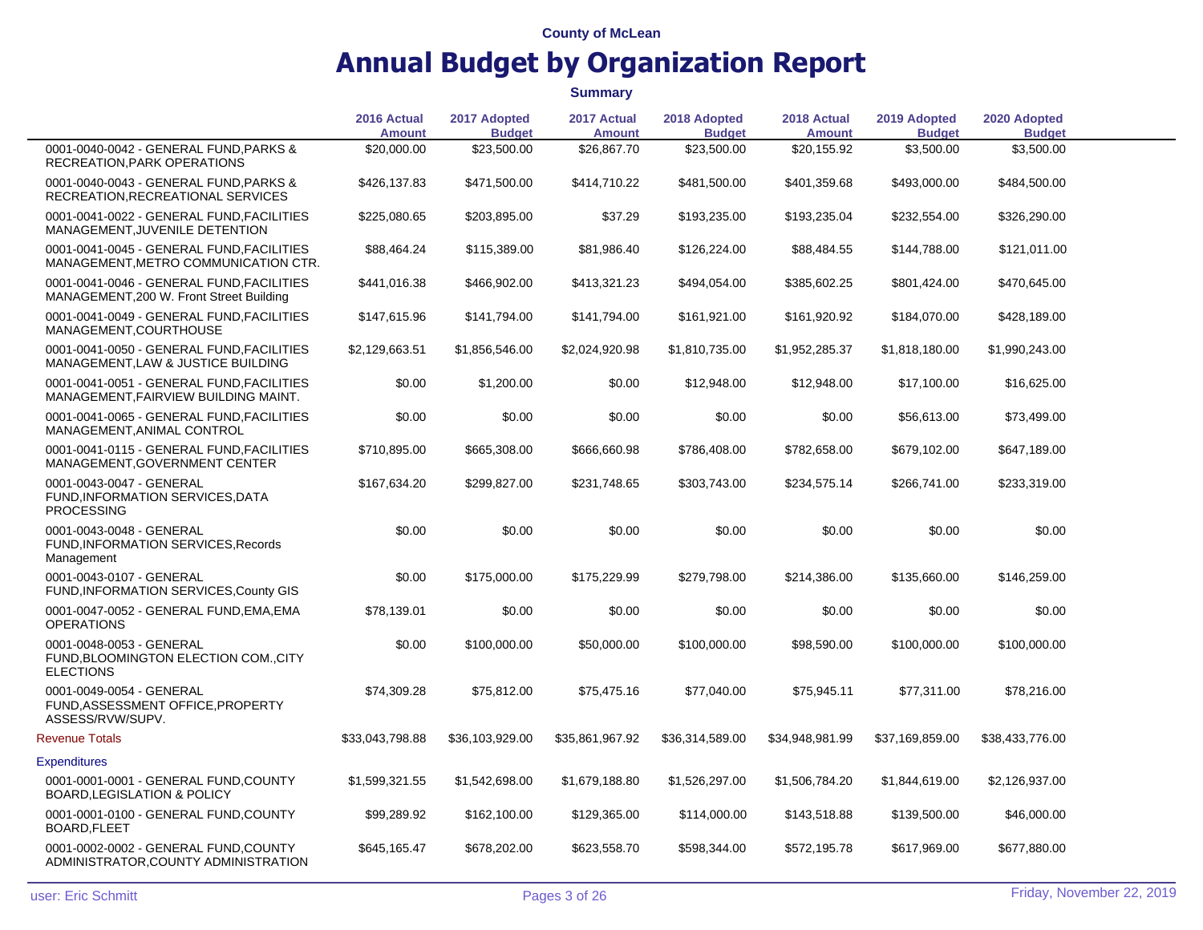County of McLean

# Annual Budget by Organization Report

**Summary**

| | 2016 Actual Amount | 2017 Adopted Budget | 2017 Actual Amount | 2018 Adopted Budget | 2018 Actual Amount | 2019 Adopted Budget | 2020 Adopted Budget |
|---|---|---|---|---|---|---|---|
| 0001-0040-0042 - GENERAL FUND,PARKS & RECREATION,PARK OPERATIONS | $20,000.00 | $23,500.00 | $26,867.70 | $23,500.00 | $20,155.92 | $3,500.00 | $3,500.00 |
| 0001-0040-0043 - GENERAL FUND,PARKS & RECREATION,RECREATIONAL SERVICES | $426,137.83 | $471,500.00 | $414,710.22 | $481,500.00 | $401,359.68 | $493,000.00 | $484,500.00 |
| 0001-0041-0022 - GENERAL FUND,FACILITIES MANAGEMENT,JUVENILE DETENTION | $225,080.65 | $203,895.00 | $37.29 | $193,235.00 | $193,235.04 | $232,554.00 | $326,290.00 |
| 0001-0041-0045 - GENERAL FUND,FACILITIES MANAGEMENT,METRO COMMUNICATION CTR. | $88,464.24 | $115,389.00 | $81,986.40 | $126,224.00 | $88,484.55 | $144,788.00 | $121,011.00 |
| 0001-0041-0046 - GENERAL FUND,FACILITIES MANAGEMENT,200 W. Front Street Building | $441,016.38 | $466,902.00 | $413,321.23 | $494,054.00 | $385,602.25 | $801,424.00 | $470,645.00 |
| 0001-0041-0049 - GENERAL FUND,FACILITIES MANAGEMENT,COURTHOUSE | $147,615.96 | $141,794.00 | $141,794.00 | $161,921.00 | $161,920.92 | $184,070.00 | $428,189.00 |
| 0001-0041-0050 - GENERAL FUND,FACILITIES MANAGEMENT,LAW & JUSTICE BUILDING | $2,129,663.51 | $1,856,546.00 | $2,024,920.98 | $1,810,735.00 | $1,952,285.37 | $1,818,180.00 | $1,990,243.00 |
| 0001-0041-0051 - GENERAL FUND,FACILITIES MANAGEMENT,FAIRVIEW BUILDING MAINT. | $0.00 | $1,200.00 | $0.00 | $12,948.00 | $12,948.00 | $17,100.00 | $16,625.00 |
| 0001-0041-0065 - GENERAL FUND,FACILITIES MANAGEMENT,ANIMAL CONTROL | $0.00 | $0.00 | $0.00 | $0.00 | $0.00 | $56,613.00 | $73,499.00 |
| 0001-0041-0115 - GENERAL FUND,FACILITIES MANAGEMENT,GOVERNMENT CENTER | $710,895.00 | $665,308.00 | $666,660.98 | $786,408.00 | $782,658.00 | $679,102.00 | $647,189.00 |
| 0001-0043-0047 - GENERAL FUND,INFORMATION SERVICES,DATA PROCESSING | $167,634.20 | $299,827.00 | $231,748.65 | $303,743.00 | $234,575.14 | $266,741.00 | $233,319.00 |
| 0001-0043-0048 - GENERAL FUND,INFORMATION SERVICES,Records Management | $0.00 | $0.00 | $0.00 | $0.00 | $0.00 | $0.00 | $0.00 |
| 0001-0043-0107 - GENERAL FUND,INFORMATION SERVICES,County GIS | $0.00 | $175,000.00 | $175,229.99 | $279,798.00 | $214,386.00 | $135,660.00 | $146,259.00 |
| 0001-0047-0052 - GENERAL FUND,EMA,EMA OPERATIONS | $78,139.01 | $0.00 | $0.00 | $0.00 | $0.00 | $0.00 | $0.00 |
| 0001-0048-0053 - GENERAL FUND,BLOOMINGTON ELECTION COM.,CITY ELECTIONS | $0.00 | $100,000.00 | $50,000.00 | $100,000.00 | $98,590.00 | $100,000.00 | $100,000.00 |
| 0001-0049-0054 - GENERAL FUND,ASSESSMENT OFFICE,PROPERTY ASSESS/RVW/SUPV. | $74,309.28 | $75,812.00 | $75,475.16 | $77,040.00 | $75,945.11 | $77,311.00 | $78,216.00 |
| Revenue Totals | $33,043,798.88 | $36,103,929.00 | $35,861,967.92 | $36,314,589.00 | $34,948,981.99 | $37,169,859.00 | $38,433,776.00 |
| Expenditures | | | | | | | |
| 0001-0001-0001 - GENERAL FUND,COUNTY BOARD,LEGISLATION & POLICY | $1,599,321.55 | $1,542,698.00 | $1,679,188.80 | $1,526,297.00 | $1,506,784.20 | $1,844,619.00 | $2,126,937.00 |
| 0001-0001-0100 - GENERAL FUND,COUNTY BOARD,FLEET | $99,289.92 | $162,100.00 | $129,365.00 | $114,000.00 | $143,518.88 | $139,500.00 | $46,000.00 |
| 0001-0002-0002 - GENERAL FUND,COUNTY ADMINISTRATOR,COUNTY ADMINISTRATION | $645,165.47 | $678,202.00 | $623,558.70 | $598,344.00 | $572,195.78 | $617,969.00 | $677,880.00 |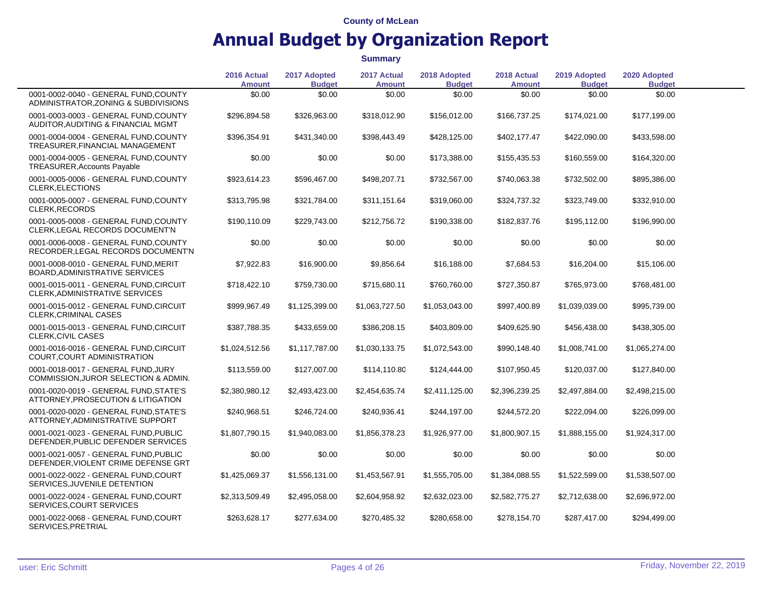County of McLean

# Annual Budget by Organization Report

**Summary**

| | 2016 Actual Amount | 2017 Adopted Budget | 2017 Actual Amount | 2018 Adopted Budget | 2018 Actual Amount | 2019 Adopted Budget | 2020 Adopted Budget |
|---|---|---|---|---|---|---|---|
| 0001-0002-0040 - GENERAL FUND,COUNTY ADMINISTRATOR,ZONING & SUBDIVISIONS | $0.00 | $0.00 | $0.00 | $0.00 | $0.00 | $0.00 | $0.00 |
| 0001-0003-0003 - GENERAL FUND,COUNTY AUDITOR,AUDITING & FINANCIAL MGMT | $296,894.58 | $326,963.00 | $318,012.90 | $156,012.00 | $166,737.25 | $174,021.00 | $177,199.00 |
| 0001-0004-0004 - GENERAL FUND,COUNTY TREASURER,FINANCIAL MANAGEMENT | $396,354.91 | $431,340.00 | $398,443.49 | $428,125.00 | $402,177.47 | $422,090.00 | $433,598.00 |
| 0001-0004-0005 - GENERAL FUND,COUNTY TREASURER,Accounts Payable | $0.00 | $0.00 | $0.00 | $173,388.00 | $155,435.53 | $160,559.00 | $164,320.00 |
| 0001-0005-0006 - GENERAL FUND,COUNTY CLERK,ELECTIONS | $923,614.23 | $596,467.00 | $498,207.71 | $732,567.00 | $740,063.38 | $732,502.00 | $895,386.00 |
| 0001-0005-0007 - GENERAL FUND,COUNTY CLERK,RECORDS | $313,795.98 | $321,784.00 | $311,151.64 | $319,060.00 | $324,737.32 | $323,749.00 | $332,910.00 |
| 0001-0005-0008 - GENERAL FUND,COUNTY CLERK,LEGAL RECORDS DOCUMENT'N | $190,110.09 | $229,743.00 | $212,756.72 | $190,338.00 | $182,837.76 | $195,112.00 | $196,990.00 |
| 0001-0006-0008 - GENERAL FUND,COUNTY RECORDER,LEGAL RECORDS DOCUMENT'N | $0.00 | $0.00 | $0.00 | $0.00 | $0.00 | $0.00 | $0.00 |
| 0001-0008-0010 - GENERAL FUND,MERIT BOARD,ADMINISTRATIVE SERVICES | $7,922.83 | $16,900.00 | $9,856.64 | $16,188.00 | $7,684.53 | $16,204.00 | $15,106.00 |
| 0001-0015-0011 - GENERAL FUND,CIRCUIT CLERK,ADMINISTRATIVE SERVICES | $718,422.10 | $759,730.00 | $715,680.11 | $760,760.00 | $727,350.87 | $765,973.00 | $768,481.00 |
| 0001-0015-0012 - GENERAL FUND,CIRCUIT CLERK,CRIMINAL CASES | $999,967.49 | $1,125,399.00 | $1,063,727.50 | $1,053,043.00 | $997,400.89 | $1,039,039.00 | $995,739.00 |
| 0001-0015-0013 - GENERAL FUND,CIRCUIT CLERK,CIVIL CASES | $387,788.35 | $433,659.00 | $386,208.15 | $403,809.00 | $409,625.90 | $456,438.00 | $438,305.00 |
| 0001-0016-0016 - GENERAL FUND,CIRCUIT COURT,COURT ADMINISTRATION | $1,024,512.56 | $1,117,787.00 | $1,030,133.75 | $1,072,543.00 | $990,148.40 | $1,008,741.00 | $1,065,274.00 |
| 0001-0018-0017 - GENERAL FUND,JURY COMMISSION,JUROR SELECTION & ADMIN. | $113,559.00 | $127,007.00 | $114,110.80 | $124,444.00 | $107,950.45 | $120,037.00 | $127,840.00 |
| 0001-0020-0019 - GENERAL FUND,STATE'S ATTORNEY,PROSECUTION & LITIGATION | $2,380,980.12 | $2,493,423.00 | $2,454,635.74 | $2,411,125.00 | $2,396,239.25 | $2,497,884.00 | $2,498,215.00 |
| 0001-0020-0020 - GENERAL FUND,STATE'S ATTORNEY,ADMINISTRATIVE SUPPORT | $240,968.51 | $246,724.00 | $240,936.41 | $244,197.00 | $244,572.20 | $222,094.00 | $226,099.00 |
| 0001-0021-0023 - GENERAL FUND,PUBLIC DEFENDER,PUBLIC DEFENDER SERVICES | $1,807,790.15 | $1,940,083.00 | $1,856,378.23 | $1,926,977.00 | $1,800,907.15 | $1,888,155.00 | $1,924,317.00 |
| 0001-0021-0057 - GENERAL FUND,PUBLIC DEFENDER,VIOLENT CRIME DEFENSE GRT | $0.00 | $0.00 | $0.00 | $0.00 | $0.00 | $0.00 | $0.00 |
| 0001-0022-0022 - GENERAL FUND,COURT SERVICES,JUVENILE DETENTION | $1,425,069.37 | $1,556,131.00 | $1,453,567.91 | $1,555,705.00 | $1,384,088.55 | $1,522,599.00 | $1,538,507.00 |
| 0001-0022-0024 - GENERAL FUND,COURT SERVICES,COURT SERVICES | $2,313,509.49 | $2,495,058.00 | $2,604,958.92 | $2,632,023.00 | $2,582,775.27 | $2,712,638.00 | $2,696,972.00 |
| 0001-0022-0068 - GENERAL FUND,COURT SERVICES,PRETRIAL | $263,628.17 | $277,634.00 | $270,485.32 | $280,658.00 | $278,154.70 | $287,417.00 | $294,499.00 |

user: Eric Schmitt

Friday, November 22, 2019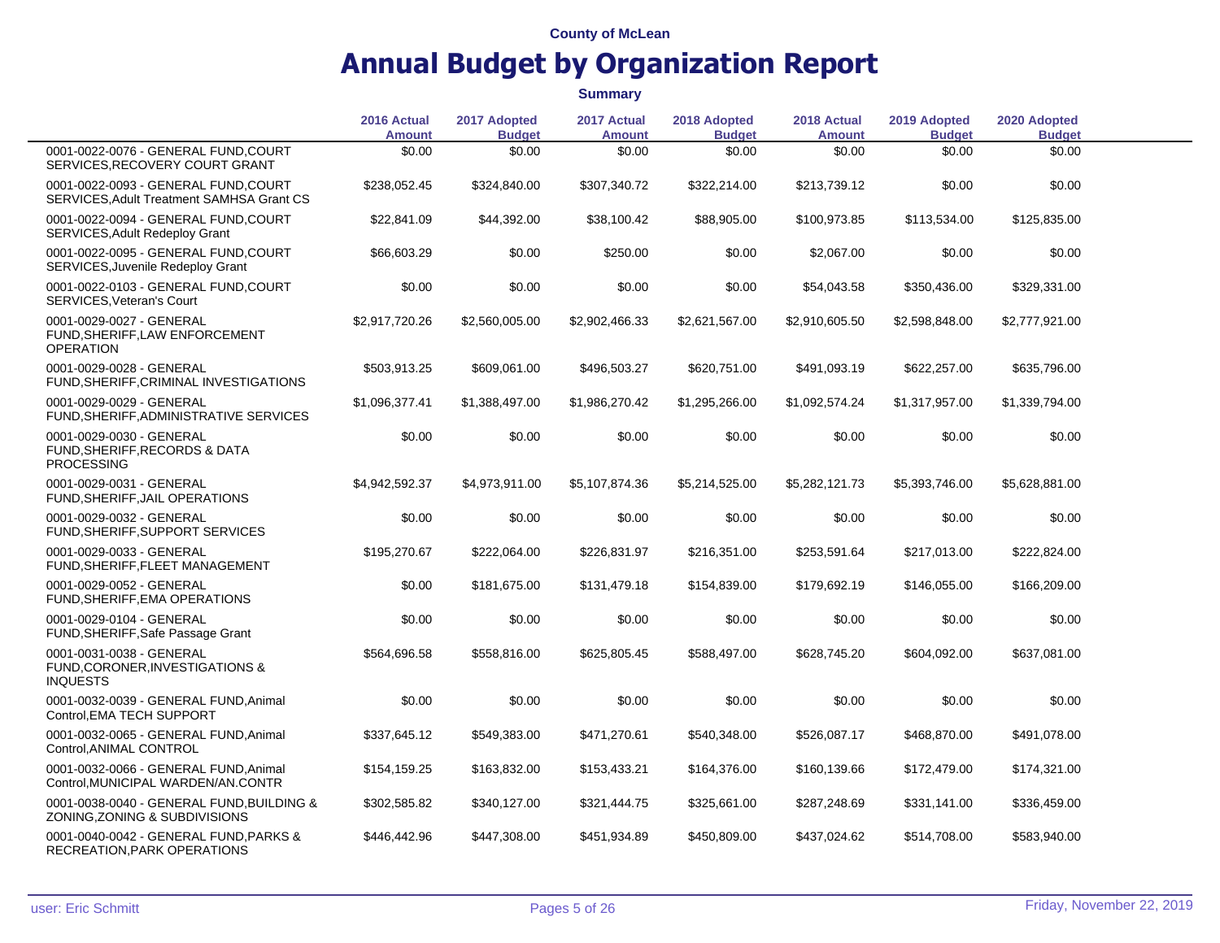County of McLean

# Annual Budget by Organization Report

**Summary**

| | 2016 Actual Amount | 2017 Adopted Budget | 2017 Actual Amount | 2018 Adopted Budget | 2018 Actual Amount | 2019 Adopted Budget | 2020 Adopted Budget |
|---|---|---|---|---|---|---|---|
| 0001-0022-0076 - GENERAL FUND,COURT SERVICES,RECOVERY COURT GRANT | $0.00 | $0.00 | $0.00 | $0.00 | $0.00 | $0.00 | $0.00 |
| 0001-0022-0093 - GENERAL FUND,COURT SERVICES,Adult Treatment SAMHSA Grant CS | $238,052.45 | $324,840.00 | $307,340.72 | $322,214.00 | $213,739.12 | $0.00 | $0.00 |
| 0001-0022-0094 - GENERAL FUND,COURT SERVICES,Adult Redeploy Grant | $22,841.09 | $44,392.00 | $38,100.42 | $88,905.00 | $100,973.85 | $113,534.00 | $125,835.00 |
| 0001-0022-0095 - GENERAL FUND,COURT SERVICES,Juvenile Redeploy Grant | $66,603.29 | $0.00 | $250.00 | $0.00 | $2,067.00 | $0.00 | $0.00 |
| 0001-0022-0103 - GENERAL FUND,COURT SERVICES,Veteran's Court | $0.00 | $0.00 | $0.00 | $0.00 | $54,043.58 | $350,436.00 | $329,331.00 |
| 0001-0029-0027 - GENERAL FUND,SHERIFF,LAW ENFORCEMENT OPERATION | $2,917,720.26 | $2,560,005.00 | $2,902,466.33 | $2,621,567.00 | $2,910,605.50 | $2,598,848.00 | $2,777,921.00 |
| 0001-0029-0028 - GENERAL FUND,SHERIFF,CRIMINAL INVESTIGATIONS | $503,913.25 | $609,061.00 | $496,503.27 | $620,751.00 | $491,093.19 | $622,257.00 | $635,796.00 |
| 0001-0029-0029 - GENERAL FUND,SHERIFF,ADMINISTRATIVE SERVICES | $1,096,377.41 | $1,388,497.00 | $1,986,270.42 | $1,295,266.00 | $1,092,574.24 | $1,317,957.00 | $1,339,794.00 |
| 0001-0029-0030 - GENERAL FUND,SHERIFF,RECORDS & DATA PROCESSING | $0.00 | $0.00 | $0.00 | $0.00 | $0.00 | $0.00 | $0.00 |
| 0001-0029-0031 - GENERAL FUND,SHERIFF,JAIL OPERATIONS | $4,942,592.37 | $4,973,911.00 | $5,107,874.36 | $5,214,525.00 | $5,282,121.73 | $5,393,746.00 | $5,628,881.00 |
| 0001-0029-0032 - GENERAL FUND,SHERIFF,SUPPORT SERVICES | $0.00 | $0.00 | $0.00 | $0.00 | $0.00 | $0.00 | $0.00 |
| 0001-0029-0033 - GENERAL FUND,SHERIFF,FLEET MANAGEMENT | $195,270.67 | $222,064.00 | $226,831.97 | $216,351.00 | $253,591.64 | $217,013.00 | $222,824.00 |
| 0001-0029-0052 - GENERAL FUND,SHERIFF,EMA OPERATIONS | $0.00 | $181,675.00 | $131,479.18 | $154,839.00 | $179,692.19 | $146,055.00 | $166,209.00 |
| 0001-0029-0104 - GENERAL FUND,SHERIFF,Safe Passage Grant | $0.00 | $0.00 | $0.00 | $0.00 | $0.00 | $0.00 | $0.00 |
| 0001-0031-0038 - GENERAL FUND,CORONER,INVESTIGATIONS & INQUESTS | $564,696.58 | $558,816.00 | $625,805.45 | $588,497.00 | $628,745.20 | $604,092.00 | $637,081.00 |
| 0001-0032-0039 - GENERAL FUND,Animal Control,EMA TECH SUPPORT | $0.00 | $0.00 | $0.00 | $0.00 | $0.00 | $0.00 | $0.00 |
| 0001-0032-0065 - GENERAL FUND,Animal Control,ANIMAL CONTROL | $337,645.12 | $549,383.00 | $471,270.61 | $540,348.00 | $526,087.17 | $468,870.00 | $491,078.00 |
| 0001-0032-0066 - GENERAL FUND,Animal Control,MUNICIPAL WARDEN/AN.CONTR | $154,159.25 | $163,832.00 | $153,433.21 | $164,376.00 | $160,139.66 | $172,479.00 | $174,321.00 |
| 0001-0038-0040 - GENERAL FUND,BUILDING & ZONING,ZONING & SUBDIVISIONS | $302,585.82 | $340,127.00 | $321,444.75 | $325,661.00 | $287,248.69 | $331,141.00 | $336,459.00 |
| 0001-0040-0042 - GENERAL FUND,PARKS & RECREATION,PARK OPERATIONS | $446,442.96 | $447,308.00 | $451,934.89 | $450,809.00 | $437,024.62 | $514,708.00 | $583,940.00 |

user: Eric Schmitt

Friday, November 22, 2019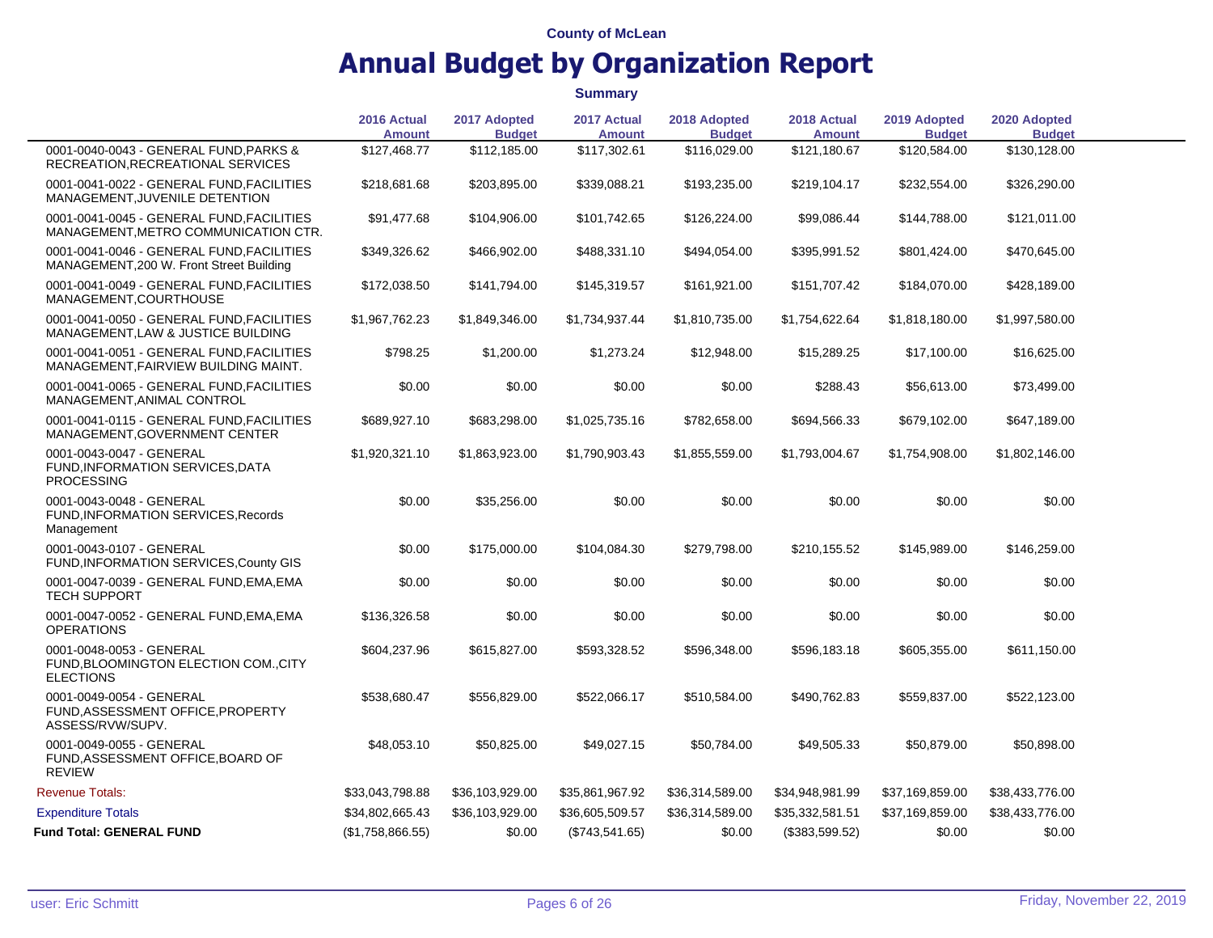County of McLean

# Annual Budget by Organization Report

**Summary**

| | 2016 Actual Amount | 2017 Adopted Budget | 2017 Actual Amount | 2018 Adopted Budget | 2018 Actual Amount | 2019 Adopted Budget | 2020 Adopted Budget |
|---|---|---|---|---|---|---|---|
| 0001-0040-0043 - GENERAL FUND,PARKS & RECREATION,RECREATIONAL SERVICES | $127,468.77 | $112,185.00 | $117,302.61 | $116,029.00 | $121,180.67 | $120,584.00 | $130,128.00 |
| 0001-0041-0022 - GENERAL FUND,FACILITIES MANAGEMENT,JUVENILE DETENTION | $218,681.68 | $203,895.00 | $339,088.21 | $193,235.00 | $219,104.17 | $232,554.00 | $326,290.00 |
| 0001-0041-0045 - GENERAL FUND,FACILITIES MANAGEMENT,METRO COMMUNICATION CTR. | $91,477.68 | $104,906.00 | $101,742.65 | $126,224.00 | $99,086.44 | $144,788.00 | $121,011.00 |
| 0001-0041-0046 - GENERAL FUND,FACILITIES MANAGEMENT,200 W. Front Street Building | $349,326.62 | $466,902.00 | $488,331.10 | $494,054.00 | $395,991.52 | $801,424.00 | $470,645.00 |
| 0001-0041-0049 - GENERAL FUND,FACILITIES MANAGEMENT,COURTHOUSE | $172,038.50 | $141,794.00 | $145,319.57 | $161,921.00 | $151,707.42 | $184,070.00 | $428,189.00 |
| 0001-0041-0050 - GENERAL FUND,FACILITIES MANAGEMENT,LAW & JUSTICE BUILDING | $1,967,762.23 | $1,849,346.00 | $1,734,937.44 | $1,810,735.00 | $1,754,622.64 | $1,818,180.00 | $1,997,580.00 |
| 0001-0041-0051 - GENERAL FUND,FACILITIES MANAGEMENT,FAIRVIEW BUILDING MAINT. | $798.25 | $1,200.00 | $1,273.24 | $12,948.00 | $15,289.25 | $17,100.00 | $16,625.00 |
| 0001-0041-0065 - GENERAL FUND,FACILITIES MANAGEMENT,ANIMAL CONTROL | $0.00 | $0.00 | $0.00 | $0.00 | $288.43 | $56,613.00 | $73,499.00 |
| 0001-0041-0115 - GENERAL FUND,FACILITIES MANAGEMENT,GOVERNMENT CENTER | $689,927.10 | $683,298.00 | $1,025,735.16 | $782,658.00 | $694,566.33 | $679,102.00 | $647,189.00 |
| 0001-0043-0047 - GENERAL FUND,INFORMATION SERVICES,DATA PROCESSING | $1,920,321.10 | $1,863,923.00 | $1,790,903.43 | $1,855,559.00 | $1,793,004.67 | $1,754,908.00 | $1,802,146.00 |
| 0001-0043-0048 - GENERAL FUND,INFORMATION SERVICES,Records Management | $0.00 | $35,256.00 | $0.00 | $0.00 | $0.00 | $0.00 | $0.00 |
| 0001-0043-0107 - GENERAL FUND,INFORMATION SERVICES,County GIS | $0.00 | $175,000.00 | $104,084.30 | $279,798.00 | $210,155.52 | $145,989.00 | $146,259.00 |
| 0001-0047-0039 - GENERAL FUND,EMA,EMA TECH SUPPORT | $0.00 | $0.00 | $0.00 | $0.00 | $0.00 | $0.00 | $0.00 |
| 0001-0047-0052 - GENERAL FUND,EMA,EMA OPERATIONS | $136,326.58 | $0.00 | $0.00 | $0.00 | $0.00 | $0.00 | $0.00 |
| 0001-0048-0053 - GENERAL FUND,BLOOMINGTON ELECTION COM.,CITY ELECTIONS | $604,237.96 | $615,827.00 | $593,328.52 | $596,348.00 | $596,183.18 | $605,355.00 | $611,150.00 |
| 0001-0049-0054 - GENERAL FUND,ASSESSMENT OFFICE,PROPERTY ASSESS/RVW/SUPV. | $538,680.47 | $556,829.00 | $522,066.17 | $510,584.00 | $490,762.83 | $559,837.00 | $522,123.00 |
| 0001-0049-0055 - GENERAL FUND,ASSESSMENT OFFICE,BOARD OF REVIEW | $48,053.10 | $50,825.00 | $49,027.15 | $50,784.00 | $49,505.33 | $50,879.00 | $50,898.00 |
| Revenue Totals: | $33,043,798.88 | $36,103,929.00 | $35,861,967.92 | $36,314,589.00 | $34,948,981.99 | $37,169,859.00 | $38,433,776.00 |
| Expenditure Totals | $34,802,665.43 | $36,103,929.00 | $36,605,509.57 | $36,314,589.00 | $35,332,581.51 | $37,169,859.00 | $38,433,776.00 |
| **Fund Total: GENERAL FUND** | ($1,758,866.55) | $0.00 | ($743,541.65) | $0.00 | ($383,599.52) | $0.00 | $0.00 |

user: Eric Schmitt | Friday, November 22, 2019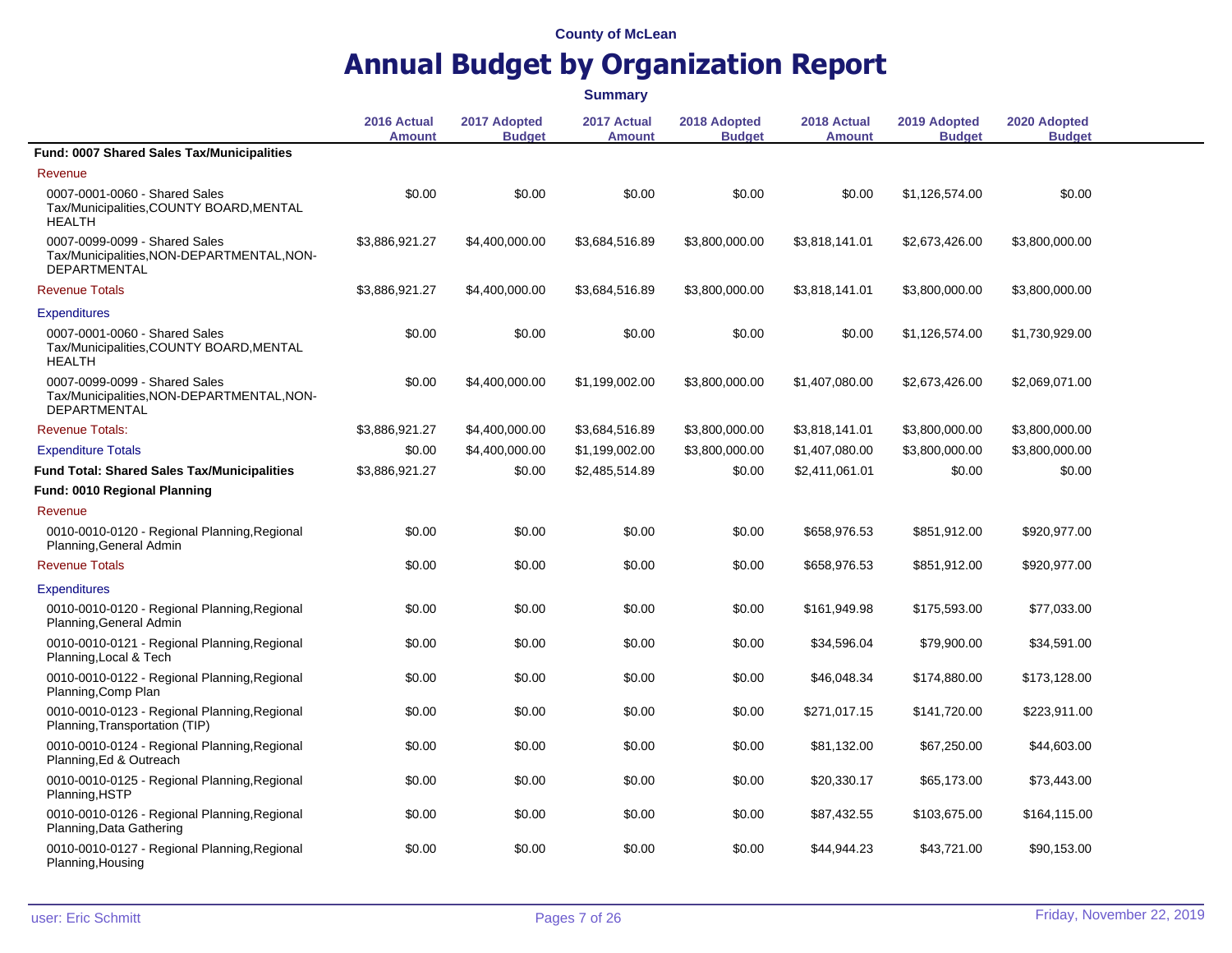County of McLean

# Annual Budget by Organization Report

**Summary**

| | 2016 Actual Amount | 2017 Adopted Budget | 2017 Actual Amount | 2018 Adopted Budget | 2018 Actual Amount | 2019 Adopted Budget | 2020 Adopted Budget |
|---|---|---|---|---|---|---|---|
| **Fund: 0007 Shared Sales Tax/Municipalities** | | | | | | | |
| Revenue | | | | | | | |
| 0007-0001-0060 - Shared Sales Tax/Municipalities,COUNTY BOARD,MENTAL HEALTH | $0.00 | $0.00 | $0.00 | $0.00 | $0.00 | $1,126,574.00 | $0.00 |
| 0007-0099-0099 - Shared Sales Tax/Municipalities,NON-DEPARTMENTAL,NON-DEPARTMENTAL | $3,886,921.27 | $4,400,000.00 | $3,684,516.89 | $3,800,000.00 | $3,818,141.01 | $2,673,426.00 | $3,800,000.00 |
| Revenue Totals | $3,886,921.27 | $4,400,000.00 | $3,684,516.89 | $3,800,000.00 | $3,818,141.01 | $3,800,000.00 | $3,800,000.00 |
| Expenditures | | | | | | | |
| 0007-0001-0060 - Shared Sales Tax/Municipalities,COUNTY BOARD,MENTAL HEALTH | $0.00 | $0.00 | $0.00 | $0.00 | $0.00 | $1,126,574.00 | $1,730,929.00 |
| 0007-0099-0099 - Shared Sales Tax/Municipalities,NON-DEPARTMENTAL,NON-DEPARTMENTAL | $0.00 | $4,400,000.00 | $1,199,002.00 | $3,800,000.00 | $1,407,080.00 | $2,673,426.00 | $2,069,071.00 |
| Revenue Totals: | $3,886,921.27 | $4,400,000.00 | $3,684,516.89 | $3,800,000.00 | $3,818,141.01 | $3,800,000.00 | $3,800,000.00 |
| Expenditure Totals | $0.00 | $4,400,000.00 | $1,199,002.00 | $3,800,000.00 | $1,407,080.00 | $3,800,000.00 | $3,800,000.00 |
| **Fund Total: Shared Sales Tax/Municipalities** | $3,886,921.27 | $0.00 | $2,485,514.89 | $0.00 | $2,411,061.01 | $0.00 | $0.00 |
| **Fund: 0010 Regional Planning** | | | | | | | |
| Revenue | | | | | | | |
| 0010-0010-0120 - Regional Planning,Regional Planning,General Admin | $0.00 | $0.00 | $0.00 | $0.00 | $658,976.53 | $851,912.00 | $920,977.00 |
| Revenue Totals | $0.00 | $0.00 | $0.00 | $0.00 | $658,976.53 | $851,912.00 | $920,977.00 |
| Expenditures | | | | | | | |
| 0010-0010-0120 - Regional Planning,Regional Planning,General Admin | $0.00 | $0.00 | $0.00 | $0.00 | $161,949.98 | $175,593.00 | $77,033.00 |
| 0010-0010-0121 - Regional Planning,Regional Planning,Local & Tech | $0.00 | $0.00 | $0.00 | $0.00 | $34,596.04 | $79,900.00 | $34,591.00 |
| 0010-0010-0122 - Regional Planning,Regional Planning,Comp Plan | $0.00 | $0.00 | $0.00 | $0.00 | $46,048.34 | $174,880.00 | $173,128.00 |
| 0010-0010-0123 - Regional Planning,Regional Planning,Transportation (TIP) | $0.00 | $0.00 | $0.00 | $0.00 | $271,017.15 | $141,720.00 | $223,911.00 |
| 0010-0010-0124 - Regional Planning,Regional Planning,Ed & Outreach | $0.00 | $0.00 | $0.00 | $0.00 | $81,132.00 | $67,250.00 | $44,603.00 |
| 0010-0010-0125 - Regional Planning,Regional Planning,HSTP | $0.00 | $0.00 | $0.00 | $0.00 | $20,330.17 | $65,173.00 | $73,443.00 |
| 0010-0010-0126 - Regional Planning,Regional Planning,Data Gathering | $0.00 | $0.00 | $0.00 | $0.00 | $87,432.55 | $103,675.00 | $164,115.00 |
| 0010-0010-0127 - Regional Planning,Regional Planning,Housing | $0.00 | $0.00 | $0.00 | $0.00 | $44,944.23 | $43,721.00 | $90,153.00 |

user: Eric Schmitt

Friday, November 22, 2019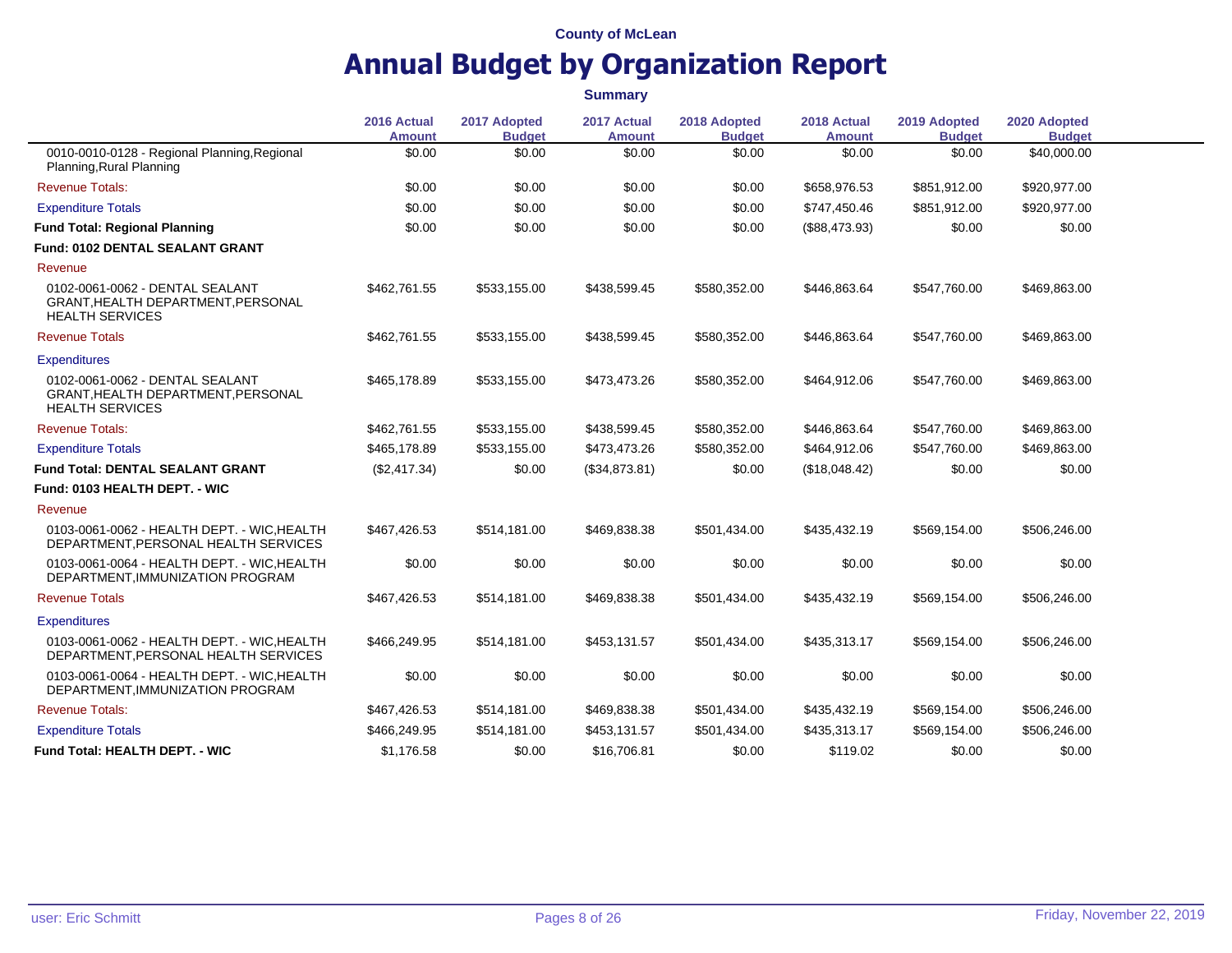County of McLean

# Annual Budget by Organization Report

**Summary**

| | 2016 Actual Amount | 2017 Adopted Budget | 2017 Actual Amount | 2018 Adopted Budget | 2018 Actual Amount | 2019 Adopted Budget | 2020 Adopted Budget |
|---|---|---|---|---|---|---|---|
| 0010-0010-0128 - Regional Planning,Regional Planning,Rural Planning | $0.00 | $0.00 | $0.00 | $0.00 | $0.00 | $0.00 | $40,000.00 |
| Revenue Totals: | $0.00 | $0.00 | $0.00 | $0.00 | $658,976.53 | $851,912.00 | $920,977.00 |
| Expenditure Totals | $0.00 | $0.00 | $0.00 | $0.00 | $747,450.46 | $851,912.00 | $920,977.00 |
| **Fund Total: Regional Planning** | $0.00 | $0.00 | $0.00 | $0.00 | ($88,473.93) | $0.00 | $0.00 |
| **Fund: 0102 DENTAL SEALANT GRANT** | | | | | | | |
| Revenue | | | | | | | |
| 0102-0061-0062 - DENTAL SEALANT GRANT,HEALTH DEPARTMENT,PERSONAL HEALTH SERVICES | $462,761.55 | $533,155.00 | $438,599.45 | $580,352.00 | $446,863.64 | $547,760.00 | $469,863.00 |
| Revenue Totals | $462,761.55 | $533,155.00 | $438,599.45 | $580,352.00 | $446,863.64 | $547,760.00 | $469,863.00 |
| Expenditures | | | | | | | |
| 0102-0061-0062 - DENTAL SEALANT GRANT,HEALTH DEPARTMENT,PERSONAL HEALTH SERVICES | $465,178.89 | $533,155.00 | $473,473.26 | $580,352.00 | $464,912.06 | $547,760.00 | $469,863.00 |
| Revenue Totals: | $462,761.55 | $533,155.00 | $438,599.45 | $580,352.00 | $446,863.64 | $547,760.00 | $469,863.00 |
| Expenditure Totals | $465,178.89 | $533,155.00 | $473,473.26 | $580,352.00 | $464,912.06 | $547,760.00 | $469,863.00 |
| **Fund Total: DENTAL SEALANT GRANT** | ($2,417.34) | $0.00 | ($34,873.81) | $0.00 | ($18,048.42) | $0.00 | $0.00 |
| **Fund: 0103 HEALTH DEPT. - WIC** | | | | | | | |
| Revenue | | | | | | | |
| 0103-0061-0062 - HEALTH DEPT. - WIC,HEALTH DEPARTMENT,PERSONAL HEALTH SERVICES | $467,426.53 | $514,181.00 | $469,838.38 | $501,434.00 | $435,432.19 | $569,154.00 | $506,246.00 |
| 0103-0061-0064 - HEALTH DEPT. - WIC,HEALTH DEPARTMENT,IMMUNIZATION PROGRAM | $0.00 | $0.00 | $0.00 | $0.00 | $0.00 | $0.00 | $0.00 |
| Revenue Totals | $467,426.53 | $514,181.00 | $469,838.38 | $501,434.00 | $435,432.19 | $569,154.00 | $506,246.00 |
| Expenditures | | | | | | | |
| 0103-0061-0062 - HEALTH DEPT. - WIC,HEALTH DEPARTMENT,PERSONAL HEALTH SERVICES | $466,249.95 | $514,181.00 | $453,131.57 | $501,434.00 | $435,313.17 | $569,154.00 | $506,246.00 |
| 0103-0061-0064 - HEALTH DEPT. - WIC,HEALTH DEPARTMENT,IMMUNIZATION PROGRAM | $0.00 | $0.00 | $0.00 | $0.00 | $0.00 | $0.00 | $0.00 |
| Revenue Totals: | $467,426.53 | $514,181.00 | $469,838.38 | $501,434.00 | $435,432.19 | $569,154.00 | $506,246.00 |
| Expenditure Totals | $466,249.95 | $514,181.00 | $453,131.57 | $501,434.00 | $435,313.17 | $569,154.00 | $506,246.00 |
| **Fund Total: HEALTH DEPT. - WIC** | $1,176.58 | $0.00 | $16,706.81 | $0.00 | $119.02 | $0.00 | $0.00 |

user: Eric Schmitt

Friday, November 22, 2019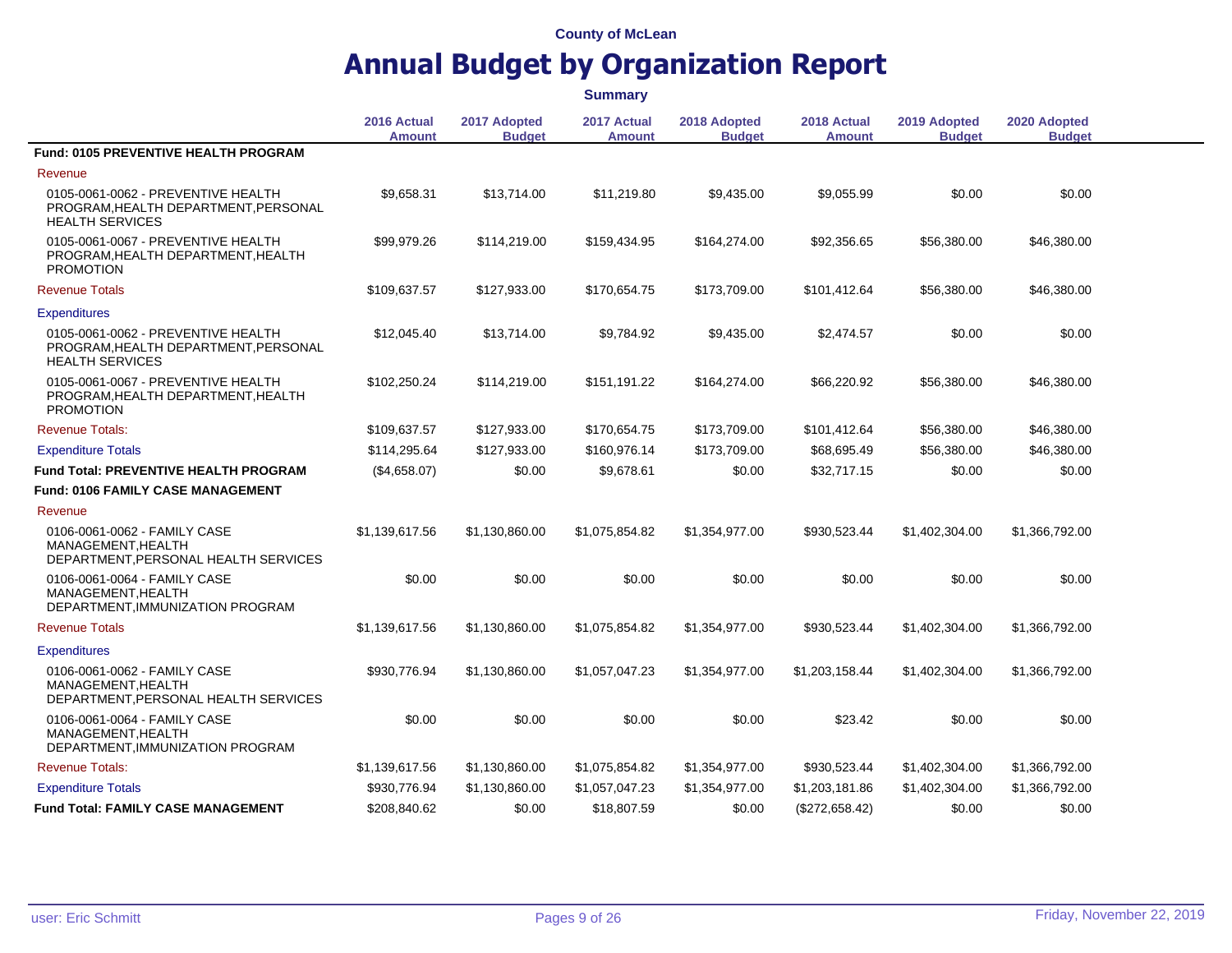County of McLean

# Annual Budget by Organization Report

**Summary**

| | 2016 Actual Amount | 2017 Adopted Budget | 2017 Actual Amount | 2018 Adopted Budget | 2018 Actual Amount | 2019 Adopted Budget | 2020 Adopted Budget |
|---|---|---|---|---|---|---|---|
| **Fund: 0105 PREVENTIVE HEALTH PROGRAM** | | | | | | | |
| Revenue | | | | | | | |
| 0105-0061-0062 - PREVENTIVE HEALTH PROGRAM,HEALTH DEPARTMENT,PERSONAL HEALTH SERVICES | $9,658.31 | $13,714.00 | $11,219.80 | $9,435.00 | $9,055.99 | $0.00 | $0.00 |
| 0105-0061-0067 - PREVENTIVE HEALTH PROGRAM,HEALTH DEPARTMENT,HEALTH PROMOTION | $99,979.26 | $114,219.00 | $159,434.95 | $164,274.00 | $92,356.65 | $56,380.00 | $46,380.00 |
| Revenue Totals | $109,637.57 | $127,933.00 | $170,654.75 | $173,709.00 | $101,412.64 | $56,380.00 | $46,380.00 |
| Expenditures | | | | | | | |
| 0105-0061-0062 - PREVENTIVE HEALTH PROGRAM,HEALTH DEPARTMENT,PERSONAL HEALTH SERVICES | $12,045.40 | $13,714.00 | $9,784.92 | $9,435.00 | $2,474.57 | $0.00 | $0.00 |
| 0105-0061-0067 - PREVENTIVE HEALTH PROGRAM,HEALTH DEPARTMENT,HEALTH PROMOTION | $102,250.24 | $114,219.00 | $151,191.22 | $164,274.00 | $66,220.92 | $56,380.00 | $46,380.00 |
| Revenue Totals: | $109,637.57 | $127,933.00 | $170,654.75 | $173,709.00 | $101,412.64 | $56,380.00 | $46,380.00 |
| Expenditure Totals | $114,295.64 | $127,933.00 | $160,976.14 | $173,709.00 | $68,695.49 | $56,380.00 | $46,380.00 |
| **Fund Total: PREVENTIVE HEALTH PROGRAM** | ($4,658.07) | $0.00 | $9,678.61 | $0.00 | $32,717.15 | $0.00 | $0.00 |
| **Fund: 0106 FAMILY CASE MANAGEMENT** | | | | | | | |
| Revenue | | | | | | | |
| 0106-0061-0062 - FAMILY CASE MANAGEMENT,HEALTH DEPARTMENT,PERSONAL HEALTH SERVICES | $1,139,617.56 | $1,130,860.00 | $1,075,854.82 | $1,354,977.00 | $930,523.44 | $1,402,304.00 | $1,366,792.00 |
| 0106-0061-0064 - FAMILY CASE MANAGEMENT,HEALTH DEPARTMENT,IMMUNIZATION PROGRAM | $0.00 | $0.00 | $0.00 | $0.00 | $0.00 | $0.00 | $0.00 |
| Revenue Totals | $1,139,617.56 | $1,130,860.00 | $1,075,854.82 | $1,354,977.00 | $930,523.44 | $1,402,304.00 | $1,366,792.00 |
| Expenditures | | | | | | | |
| 0106-0061-0062 - FAMILY CASE MANAGEMENT,HEALTH DEPARTMENT,PERSONAL HEALTH SERVICES | $930,776.94 | $1,130,860.00 | $1,057,047.23 | $1,354,977.00 | $1,203,158.44 | $1,402,304.00 | $1,366,792.00 |
| 0106-0061-0064 - FAMILY CASE MANAGEMENT,HEALTH DEPARTMENT,IMMUNIZATION PROGRAM | $0.00 | $0.00 | $0.00 | $0.00 | $23.42 | $0.00 | $0.00 |
| Revenue Totals: | $1,139,617.56 | $1,130,860.00 | $1,075,854.82 | $1,354,977.00 | $930,523.44 | $1,402,304.00 | $1,366,792.00 |
| Expenditure Totals | $930,776.94 | $1,130,860.00 | $1,057,047.23 | $1,354,977.00 | $1,203,181.86 | $1,402,304.00 | $1,366,792.00 |
| **Fund Total: FAMILY CASE MANAGEMENT** | $208,840.62 | $0.00 | $18,807.59 | $0.00 | ($272,658.42) | $0.00 | $0.00 |

user: Eric Schmitt

Friday, November 22, 2019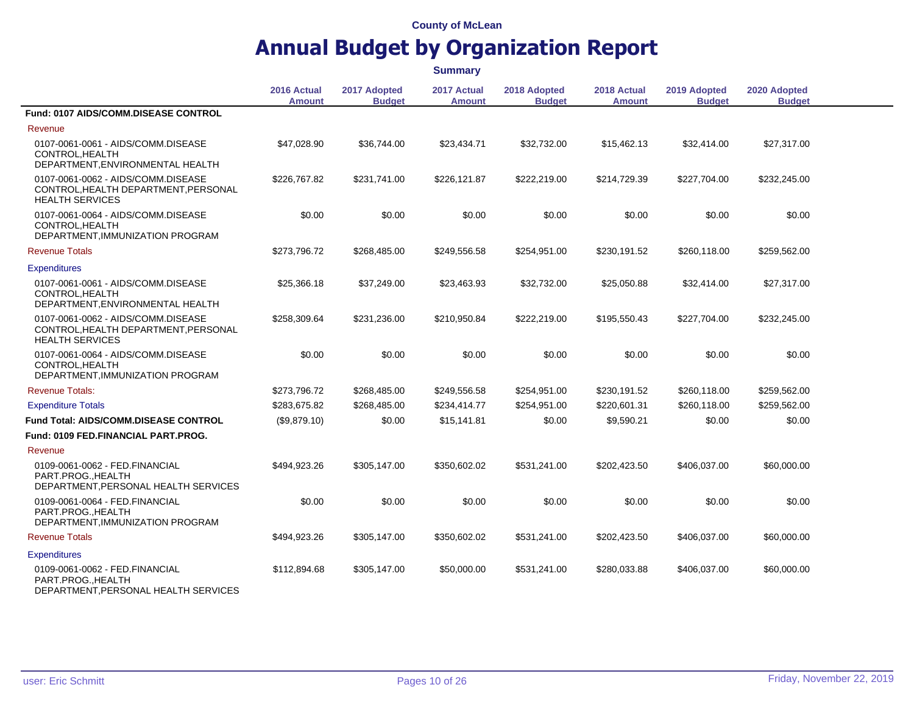County of McLean

# Annual Budget by Organization Report

**Summary**

| | 2016 Actual Amount | 2017 Adopted Budget | 2017 Actual Amount | 2018 Adopted Budget | 2018 Actual Amount | 2019 Adopted Budget | 2020 Adopted Budget |
|---|---|---|---|---|---|---|---|
| **Fund: 0107 AIDS/COMM.DISEASE CONTROL** | | | | | | | |
| Revenue | | | | | | | |
| 0107-0061-0061 - AIDS/COMM.DISEASE CONTROL,HEALTH DEPARTMENT,ENVIRONMENTAL HEALTH | $47,028.90 | $36,744.00 | $23,434.71 | $32,732.00 | $15,462.13 | $32,414.00 | $27,317.00 |
| 0107-0061-0062 - AIDS/COMM.DISEASE CONTROL,HEALTH DEPARTMENT,PERSONAL HEALTH SERVICES | $226,767.82 | $231,741.00 | $226,121.87 | $222,219.00 | $214,729.39 | $227,704.00 | $232,245.00 |
| 0107-0061-0064 - AIDS/COMM.DISEASE CONTROL,HEALTH DEPARTMENT,IMMUNIZATION PROGRAM | $0.00 | $0.00 | $0.00 | $0.00 | $0.00 | $0.00 | $0.00 |
| Revenue Totals | $273,796.72 | $268,485.00 | $249,556.58 | $254,951.00 | $230,191.52 | $260,118.00 | $259,562.00 |
| Expenditures | | | | | | | |
| 0107-0061-0061 - AIDS/COMM.DISEASE CONTROL,HEALTH DEPARTMENT,ENVIRONMENTAL HEALTH | $25,366.18 | $37,249.00 | $23,463.93 | $32,732.00 | $25,050.88 | $32,414.00 | $27,317.00 |
| 0107-0061-0062 - AIDS/COMM.DISEASE CONTROL,HEALTH DEPARTMENT,PERSONAL HEALTH SERVICES | $258,309.64 | $231,236.00 | $210,950.84 | $222,219.00 | $195,550.43 | $227,704.00 | $232,245.00 |
| 0107-0061-0064 - AIDS/COMM.DISEASE CONTROL,HEALTH DEPARTMENT,IMMUNIZATION PROGRAM | $0.00 | $0.00 | $0.00 | $0.00 | $0.00 | $0.00 | $0.00 |
| Revenue Totals: | $273,796.72 | $268,485.00 | $249,556.58 | $254,951.00 | $230,191.52 | $260,118.00 | $259,562.00 |
| Expenditure Totals | $283,675.82 | $268,485.00 | $234,414.77 | $254,951.00 | $220,601.31 | $260,118.00 | $259,562.00 |
| **Fund Total: AIDS/COMM.DISEASE CONTROL** | ($9,879.10) | $0.00 | $15,141.81 | $0.00 | $9,590.21 | $0.00 | $0.00 |
| **Fund: 0109 FED.FINANCIAL PART.PROG.** | | | | | | | |
| Revenue | | | | | | | |
| 0109-0061-0062 - FED.FINANCIAL PART.PROG.,HEALTH DEPARTMENT,PERSONAL HEALTH SERVICES | $494,923.26 | $305,147.00 | $350,602.02 | $531,241.00 | $202,423.50 | $406,037.00 | $60,000.00 |
| 0109-0061-0064 - FED.FINANCIAL PART.PROG.,HEALTH DEPARTMENT,IMMUNIZATION PROGRAM | $0.00 | $0.00 | $0.00 | $0.00 | $0.00 | $0.00 | $0.00 |
| Revenue Totals | $494,923.26 | $305,147.00 | $350,602.02 | $531,241.00 | $202,423.50 | $406,037.00 | $60,000.00 |
| Expenditures | | | | | | | |
| 0109-0061-0062 - FED.FINANCIAL PART.PROG.,HEALTH DEPARTMENT,PERSONAL HEALTH SERVICES | $112,894.68 | $305,147.00 | $50,000.00 | $531,241.00 | $280,033.88 | $406,037.00 | $60,000.00 |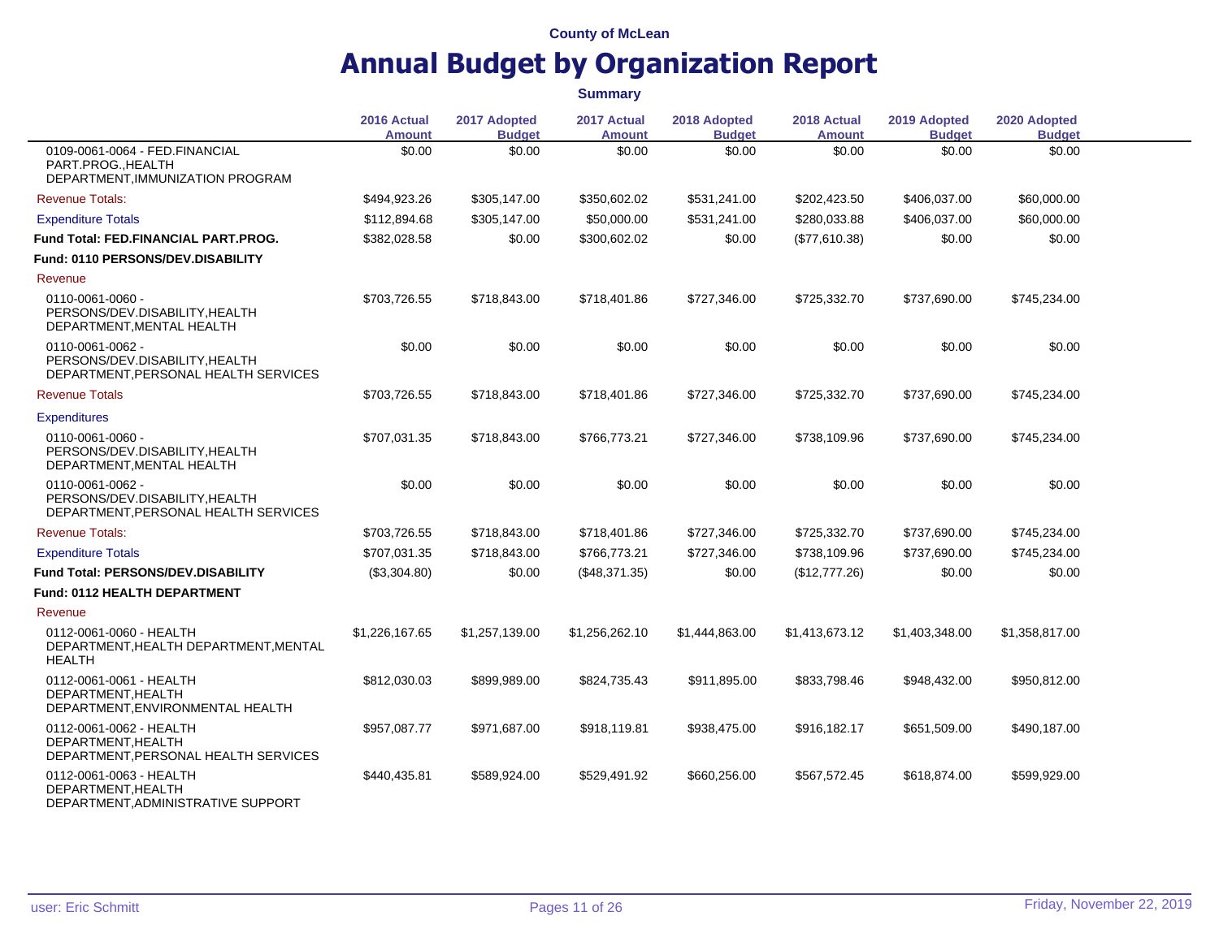County of McLean

# Annual Budget by Organization Report

**Summary**

| | 2016 Actual Amount | 2017 Adopted Budget | 2017 Actual Amount | 2018 Adopted Budget | 2018 Actual Amount | 2019 Adopted Budget | 2020 Adopted Budget |
|---|---|---|---|---|---|---|---|
| 0109-0061-0064 - FED.FINANCIAL PART.PROG.,HEALTH DEPARTMENT,IMMUNIZATION PROGRAM | $0.00 | $0.00 | $0.00 | $0.00 | $0.00 | $0.00 | $0.00 |
| Revenue Totals: | $494,923.26 | $305,147.00 | $350,602.02 | $531,241.00 | $202,423.50 | $406,037.00 | $60,000.00 |
| Expenditure Totals | $112,894.68 | $305,147.00 | $50,000.00 | $531,241.00 | $280,033.88 | $406,037.00 | $60,000.00 |
| **Fund Total: FED.FINANCIAL PART.PROG.** | $382,028.58 | $0.00 | $300,602.02 | $0.00 | ($77,610.38) | $0.00 | $0.00 |
| **Fund: 0110 PERSONS/DEV.DISABILITY** | | | | | | | |
| Revenue | | | | | | | |
| 0110-0061-0060 - PERSONS/DEV.DISABILITY,HEALTH DEPARTMENT,MENTAL HEALTH | $703,726.55 | $718,843.00 | $718,401.86 | $727,346.00 | $725,332.70 | $737,690.00 | $745,234.00 |
| 0110-0061-0062 - PERSONS/DEV.DISABILITY,HEALTH DEPARTMENT,PERSONAL HEALTH SERVICES | $0.00 | $0.00 | $0.00 | $0.00 | $0.00 | $0.00 | $0.00 |
| Revenue Totals | $703,726.55 | $718,843.00 | $718,401.86 | $727,346.00 | $725,332.70 | $737,690.00 | $745,234.00 |
| Expenditures | | | | | | | |
| 0110-0061-0060 - PERSONS/DEV.DISABILITY,HEALTH DEPARTMENT,MENTAL HEALTH | $707,031.35 | $718,843.00 | $766,773.21 | $727,346.00 | $738,109.96 | $737,690.00 | $745,234.00 |
| 0110-0061-0062 - PERSONS/DEV.DISABILITY,HEALTH DEPARTMENT,PERSONAL HEALTH SERVICES | $0.00 | $0.00 | $0.00 | $0.00 | $0.00 | $0.00 | $0.00 |
| Revenue Totals: | $703,726.55 | $718,843.00 | $718,401.86 | $727,346.00 | $725,332.70 | $737,690.00 | $745,234.00 |
| Expenditure Totals | $707,031.35 | $718,843.00 | $766,773.21 | $727,346.00 | $738,109.96 | $737,690.00 | $745,234.00 |
| **Fund Total: PERSONS/DEV.DISABILITY** | ($3,304.80) | $0.00 | ($48,371.35) | $0.00 | ($12,777.26) | $0.00 | $0.00 |
| **Fund: 0112 HEALTH DEPARTMENT** | | | | | | | |
| Revenue | | | | | | | |
| 0112-0061-0060 - HEALTH DEPARTMENT,HEALTH DEPARTMENT,MENTAL HEALTH | $1,226,167.65 | $1,257,139.00 | $1,256,262.10 | $1,444,863.00 | $1,413,673.12 | $1,403,348.00 | $1,358,817.00 |
| 0112-0061-0061 - HEALTH DEPARTMENT,HEALTH DEPARTMENT,ENVIRONMENTAL HEALTH | $812,030.03 | $899,989.00 | $824,735.43 | $911,895.00 | $833,798.46 | $948,432.00 | $950,812.00 |
| 0112-0061-0062 - HEALTH DEPARTMENT,HEALTH DEPARTMENT,PERSONAL HEALTH SERVICES | $957,087.77 | $971,687.00 | $918,119.81 | $938,475.00 | $916,182.17 | $651,509.00 | $490,187.00 |
| 0112-0061-0063 - HEALTH DEPARTMENT,HEALTH DEPARTMENT,ADMINISTRATIVE SUPPORT | $440,435.81 | $589,924.00 | $529,491.92 | $660,256.00 | $567,572.45 | $618,874.00 | $599,929.00 |

user: Eric Schmitt — Friday, November 22, 2019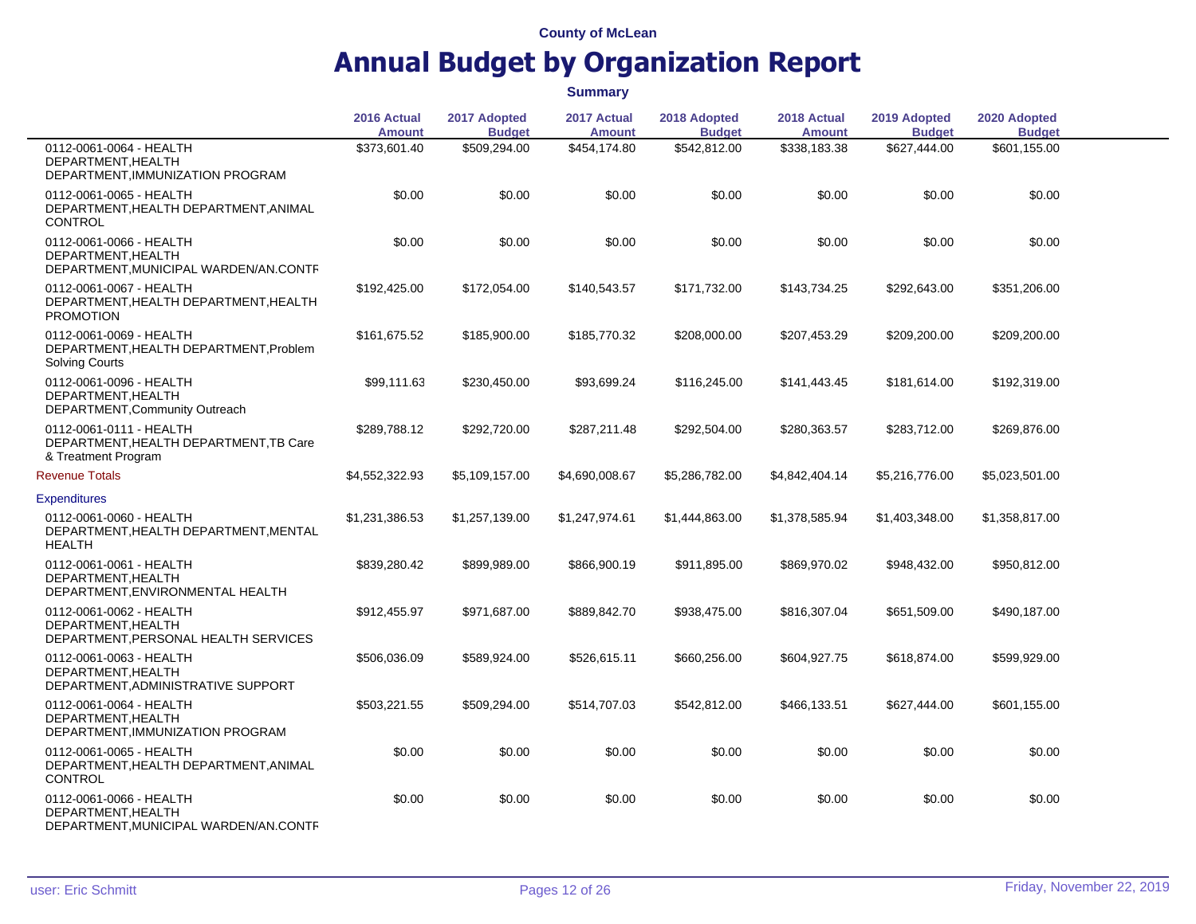County of McLean

# Annual Budget by Organization Report

**Summary**

| | 2016 Actual Amount | 2017 Adopted Budget | 2017 Actual Amount | 2018 Adopted Budget | 2018 Actual Amount | 2019 Adopted Budget | 2020 Adopted Budget |
|---|---|---|---|---|---|---|---|
| 0112-0061-0064 - HEALTH DEPARTMENT,HEALTH DEPARTMENT,IMMUNIZATION PROGRAM | $373,601.40 | $509,294.00 | $454,174.80 | $542,812.00 | $338,183.38 | $627,444.00 | $601,155.00 |
| 0112-0061-0065 - HEALTH DEPARTMENT,HEALTH DEPARTMENT,ANIMAL CONTROL | $0.00 | $0.00 | $0.00 | $0.00 | $0.00 | $0.00 | $0.00 |
| 0112-0061-0066 - HEALTH DEPARTMENT,HEALTH DEPARTMENT,MUNICIPAL WARDEN/AN.CONTR | $0.00 | $0.00 | $0.00 | $0.00 | $0.00 | $0.00 | $0.00 |
| 0112-0061-0067 - HEALTH DEPARTMENT,HEALTH DEPARTMENT,HEALTH PROMOTION | $192,425.00 | $172,054.00 | $140,543.57 | $171,732.00 | $143,734.25 | $292,643.00 | $351,206.00 |
| 0112-0061-0069 - HEALTH DEPARTMENT,HEALTH DEPARTMENT,Problem Solving Courts | $161,675.52 | $185,900.00 | $185,770.32 | $208,000.00 | $207,453.29 | $209,200.00 | $209,200.00 |
| 0112-0061-0096 - HEALTH DEPARTMENT,HEALTH DEPARTMENT,Community Outreach | $99,111.63 | $230,450.00 | $93,699.24 | $116,245.00 | $141,443.45 | $181,614.00 | $192,319.00 |
| 0112-0061-0111 - HEALTH DEPARTMENT,HEALTH DEPARTMENT,TB Care & Treatment Program | $289,788.12 | $292,720.00 | $287,211.48 | $292,504.00 | $280,363.57 | $283,712.00 | $269,876.00 |
| Revenue Totals | $4,552,322.93 | $5,109,157.00 | $4,690,008.67 | $5,286,782.00 | $4,842,404.14 | $5,216,776.00 | $5,023,501.00 |
| Expenditures | | | | | | | |
| 0112-0061-0060 - HEALTH DEPARTMENT,HEALTH DEPARTMENT,MENTAL HEALTH | $1,231,386.53 | $1,257,139.00 | $1,247,974.61 | $1,444,863.00 | $1,378,585.94 | $1,403,348.00 | $1,358,817.00 |
| 0112-0061-0061 - HEALTH DEPARTMENT,HEALTH DEPARTMENT,ENVIRONMENTAL HEALTH | $839,280.42 | $899,989.00 | $866,900.19 | $911,895.00 | $869,970.02 | $948,432.00 | $950,812.00 |
| 0112-0061-0062 - HEALTH DEPARTMENT,HEALTH DEPARTMENT,PERSONAL HEALTH SERVICES | $912,455.97 | $971,687.00 | $889,842.70 | $938,475.00 | $816,307.04 | $651,509.00 | $490,187.00 |
| 0112-0061-0063 - HEALTH DEPARTMENT,HEALTH DEPARTMENT,ADMINISTRATIVE SUPPORT | $506,036.09 | $589,924.00 | $526,615.11 | $660,256.00 | $604,927.75 | $618,874.00 | $599,929.00 |
| 0112-0061-0064 - HEALTH DEPARTMENT,HEALTH DEPARTMENT,IMMUNIZATION PROGRAM | $503,221.55 | $509,294.00 | $514,707.03 | $542,812.00 | $466,133.51 | $627,444.00 | $601,155.00 |
| 0112-0061-0065 - HEALTH DEPARTMENT,HEALTH DEPARTMENT,ANIMAL CONTROL | $0.00 | $0.00 | $0.00 | $0.00 | $0.00 | $0.00 | $0.00 |
| 0112-0061-0066 - HEALTH DEPARTMENT,HEALTH DEPARTMENT,MUNICIPAL WARDEN/AN.CONTR | $0.00 | $0.00 | $0.00 | $0.00 | $0.00 | $0.00 | $0.00 |

user: Eric Schmitt

Friday, November 22, 2019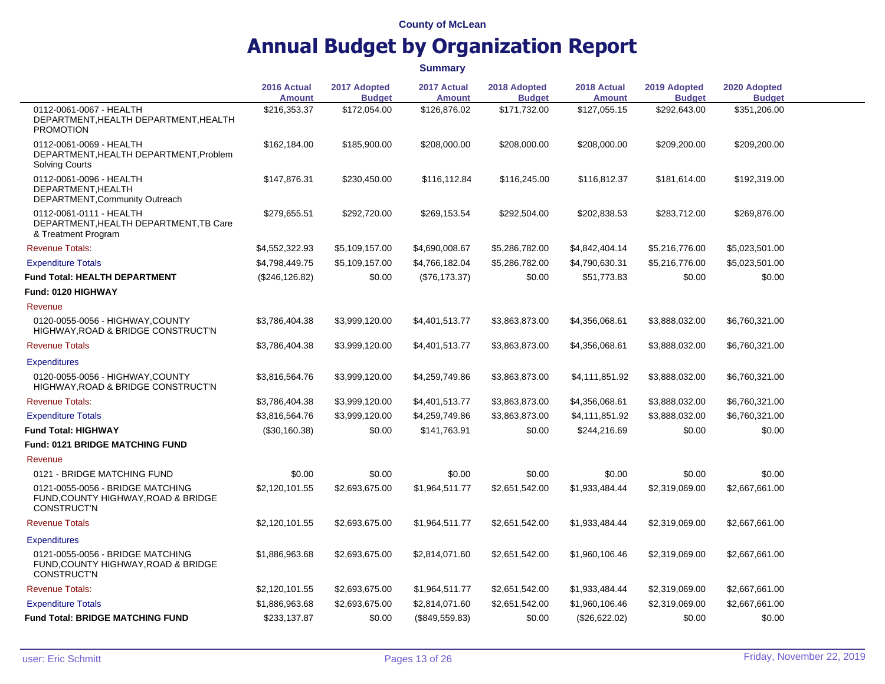County of McLean

# Annual Budget by Organization Report

**Summary**

| | 2016 Actual Amount | 2017 Adopted Budget | 2017 Actual Amount | 2018 Adopted Budget | 2018 Actual Amount | 2019 Adopted Budget | 2020 Adopted Budget |
|---|---|---|---|---|---|---|---|
| 0112-0061-0067 - HEALTH DEPARTMENT,HEALTH DEPARTMENT,HEALTH PROMOTION | $216,353.37 | $172,054.00 | $126,876.02 | $171,732.00 | $127,055.15 | $292,643.00 | $351,206.00 |
| 0112-0061-0069 - HEALTH DEPARTMENT,HEALTH DEPARTMENT,Problem Solving Courts | $162,184.00 | $185,900.00 | $208,000.00 | $208,000.00 | $208,000.00 | $209,200.00 | $209,200.00 |
| 0112-0061-0096 - HEALTH DEPARTMENT,HEALTH DEPARTMENT,Community Outreach | $147,876.31 | $230,450.00 | $116,112.84 | $116,245.00 | $116,812.37 | $181,614.00 | $192,319.00 |
| 0112-0061-0111 - HEALTH DEPARTMENT,HEALTH DEPARTMENT,TB Care & Treatment Program | $279,655.51 | $292,720.00 | $269,153.54 | $292,504.00 | $202,838.53 | $283,712.00 | $269,876.00 |
| Revenue Totals: | $4,552,322.93 | $5,109,157.00 | $4,690,008.67 | $5,286,782.00 | $4,842,404.14 | $5,216,776.00 | $5,023,501.00 |
| Expenditure Totals | $4,798,449.75 | $5,109,157.00 | $4,766,182.04 | $5,286,782.00 | $4,790,630.31 | $5,216,776.00 | $5,023,501.00 |
| **Fund Total: HEALTH DEPARTMENT** | ($246,126.82) | $0.00 | ($76,173.37) | $0.00 | $51,773.83 | $0.00 | $0.00 |
| **Fund: 0120 HIGHWAY** | | | | | | | |
| Revenue | | | | | | | |
| 0120-0055-0056 - HIGHWAY,COUNTY HIGHWAY,ROAD & BRIDGE CONSTRUCT'N | $3,786,404.38 | $3,999,120.00 | $4,401,513.77 | $3,863,873.00 | $4,356,068.61 | $3,888,032.00 | $6,760,321.00 |
| Revenue Totals | $3,786,404.38 | $3,999,120.00 | $4,401,513.77 | $3,863,873.00 | $4,356,068.61 | $3,888,032.00 | $6,760,321.00 |
| Expenditures | | | | | | | |
| 0120-0055-0056 - HIGHWAY,COUNTY HIGHWAY,ROAD & BRIDGE CONSTRUCT'N | $3,816,564.76 | $3,999,120.00 | $4,259,749.86 | $3,863,873.00 | $4,111,851.92 | $3,888,032.00 | $6,760,321.00 |
| Revenue Totals: | $3,786,404.38 | $3,999,120.00 | $4,401,513.77 | $3,863,873.00 | $4,356,068.61 | $3,888,032.00 | $6,760,321.00 |
| Expenditure Totals | $3,816,564.76 | $3,999,120.00 | $4,259,749.86 | $3,863,873.00 | $4,111,851.92 | $3,888,032.00 | $6,760,321.00 |
| **Fund Total: HIGHWAY** | ($30,160.38) | $0.00 | $141,763.91 | $0.00 | $244,216.69 | $0.00 | $0.00 |
| **Fund: 0121 BRIDGE MATCHING FUND** | | | | | | | |
| Revenue | | | | | | | |
| 0121 - BRIDGE MATCHING FUND | $0.00 | $0.00 | $0.00 | $0.00 | $0.00 | $0.00 | $0.00 |
| 0121-0055-0056 - BRIDGE MATCHING FUND,COUNTY HIGHWAY,ROAD & BRIDGE CONSTRUCT'N | $2,120,101.55 | $2,693,675.00 | $1,964,511.77 | $2,651,542.00 | $1,933,484.44 | $2,319,069.00 | $2,667,661.00 |
| Revenue Totals | $2,120,101.55 | $2,693,675.00 | $1,964,511.77 | $2,651,542.00 | $1,933,484.44 | $2,319,069.00 | $2,667,661.00 |
| Expenditures | | | | | | | |
| 0121-0055-0056 - BRIDGE MATCHING FUND,COUNTY HIGHWAY,ROAD & BRIDGE CONSTRUCT'N | $1,886,963.68 | $2,693,675.00 | $2,814,071.60 | $2,651,542.00 | $1,960,106.46 | $2,319,069.00 | $2,667,661.00 |
| Revenue Totals: | $2,120,101.55 | $2,693,675.00 | $1,964,511.77 | $2,651,542.00 | $1,933,484.44 | $2,319,069.00 | $2,667,661.00 |
| Expenditure Totals | $1,886,963.68 | $2,693,675.00 | $2,814,071.60 | $2,651,542.00 | $1,960,106.46 | $2,319,069.00 | $2,667,661.00 |
| **Fund Total: BRIDGE MATCHING FUND** | $233,137.87 | $0.00 | ($849,559.83) | $0.00 | ($26,622.02) | $0.00 | $0.00 |

user: Eric Schmitt

Friday, November 22, 2019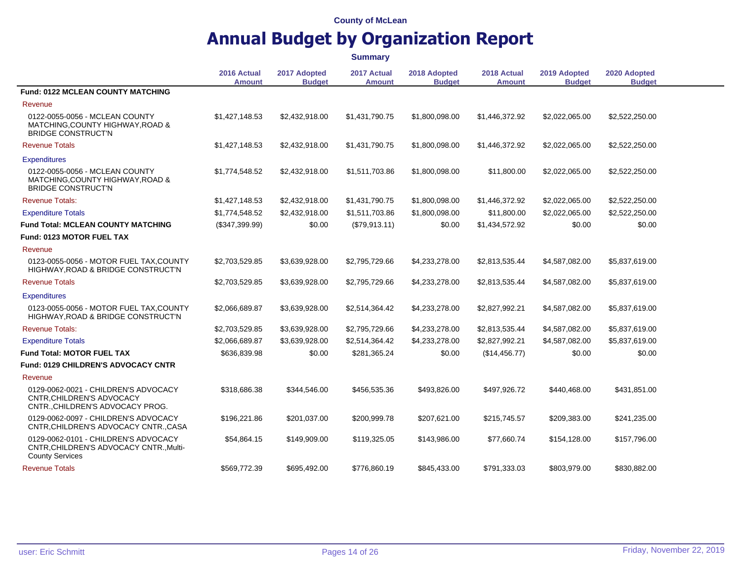County of McLean

# Annual Budget by Organization Report

**Summary**

| | 2016 Actual Amount | 2017 Adopted Budget | 2017 Actual Amount | 2018 Adopted Budget | 2018 Actual Amount | 2019 Adopted Budget | 2020 Adopted Budget |
|---|---|---|---|---|---|---|---|
| **Fund: 0122 MCLEAN COUNTY MATCHING** | | | | | | | |
| Revenue | | | | | | | |
| 0122-0055-0056 - MCLEAN COUNTY MATCHING,COUNTY HIGHWAY,ROAD & BRIDGE CONSTRUCT'N | $1,427,148.53 | $2,432,918.00 | $1,431,790.75 | $1,800,098.00 | $1,446,372.92 | $2,022,065.00 | $2,522,250.00 |
| Revenue Totals | $1,427,148.53 | $2,432,918.00 | $1,431,790.75 | $1,800,098.00 | $1,446,372.92 | $2,022,065.00 | $2,522,250.00 |
| Expenditures | | | | | | | |
| 0122-0055-0056 - MCLEAN COUNTY MATCHING,COUNTY HIGHWAY,ROAD & BRIDGE CONSTRUCT'N | $1,774,548.52 | $2,432,918.00 | $1,511,703.86 | $1,800,098.00 | $11,800.00 | $2,022,065.00 | $2,522,250.00 |
| Revenue Totals: | $1,427,148.53 | $2,432,918.00 | $1,431,790.75 | $1,800,098.00 | $1,446,372.92 | $2,022,065.00 | $2,522,250.00 |
| Expenditure Totals | $1,774,548.52 | $2,432,918.00 | $1,511,703.86 | $1,800,098.00 | $11,800.00 | $2,022,065.00 | $2,522,250.00 |
| **Fund Total: MCLEAN COUNTY MATCHING** | ($347,399.99) | $0.00 | ($79,913.11) | $0.00 | $1,434,572.92 | $0.00 | $0.00 |
| **Fund: 0123 MOTOR FUEL TAX** | | | | | | | |
| Revenue | | | | | | | |
| 0123-0055-0056 - MOTOR FUEL TAX,COUNTY HIGHWAY,ROAD & BRIDGE CONSTRUCT'N | $2,703,529.85 | $3,639,928.00 | $2,795,729.66 | $4,233,278.00 | $2,813,535.44 | $4,587,082.00 | $5,837,619.00 |
| Revenue Totals | $2,703,529.85 | $3,639,928.00 | $2,795,729.66 | $4,233,278.00 | $2,813,535.44 | $4,587,082.00 | $5,837,619.00 |
| Expenditures | | | | | | | |
| 0123-0055-0056 - MOTOR FUEL TAX,COUNTY HIGHWAY,ROAD & BRIDGE CONSTRUCT'N | $2,066,689.87 | $3,639,928.00 | $2,514,364.42 | $4,233,278.00 | $2,827,992.21 | $4,587,082.00 | $5,837,619.00 |
| Revenue Totals: | $2,703,529.85 | $3,639,928.00 | $2,795,729.66 | $4,233,278.00 | $2,813,535.44 | $4,587,082.00 | $5,837,619.00 |
| Expenditure Totals | $2,066,689.87 | $3,639,928.00 | $2,514,364.42 | $4,233,278.00 | $2,827,992.21 | $4,587,082.00 | $5,837,619.00 |
| **Fund Total: MOTOR FUEL TAX** | $636,839.98 | $0.00 | $281,365.24 | $0.00 | ($14,456.77) | $0.00 | $0.00 |
| **Fund: 0129 CHILDREN'S ADVOCACY CNTR** | | | | | | | |
| Revenue | | | | | | | |
| 0129-0062-0021 - CHILDREN'S ADVOCACY CNTR,CHILDREN'S ADVOCACY CNTR.,CHILDREN'S ADVOCACY PROG. | $318,686.38 | $344,546.00 | $456,535.36 | $493,826.00 | $497,926.72 | $440,468.00 | $431,851.00 |
| 0129-0062-0097 - CHILDREN'S ADVOCACY CNTR,CHILDREN'S ADVOCACY CNTR.,CASA | $196,221.86 | $201,037.00 | $200,999.78 | $207,621.00 | $215,745.57 | $209,383.00 | $241,235.00 |
| 0129-0062-0101 - CHILDREN'S ADVOCACY CNTR,CHILDREN'S ADVOCACY CNTR.,Multi-County Services | $54,864.15 | $149,909.00 | $119,325.05 | $143,986.00 | $77,660.74 | $154,128.00 | $157,796.00 |
| Revenue Totals | $569,772.39 | $695,492.00 | $776,860.19 | $845,433.00 | $791,333.03 | $803,979.00 | $830,882.00 |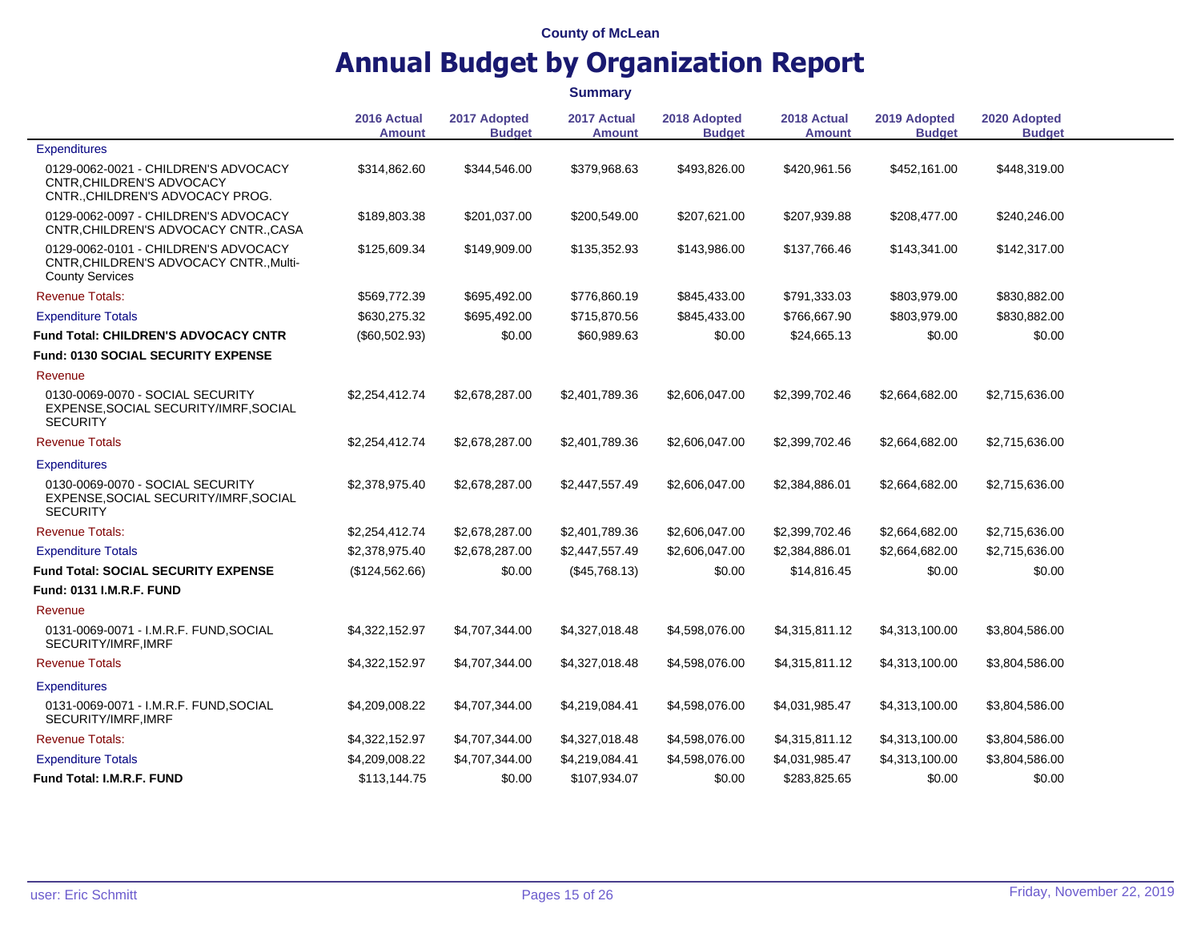County of McLean

# Annual Budget by Organization Report

**Summary**

| | 2016 Actual Amount | 2017 Adopted Budget | 2017 Actual Amount | 2018 Adopted Budget | 2018 Actual Amount | 2019 Adopted Budget | 2020 Adopted Budget |
|---|---|---|---|---|---|---|---|
| Expenditures | | | | | | | |
| 0129-0062-0021 - CHILDREN'S ADVOCACY CNTR,CHILDREN'S ADVOCACY CNTR.,CHILDREN'S ADVOCACY PROG. | $314,862.60 | $344,546.00 | $379,968.63 | $493,826.00 | $420,961.56 | $452,161.00 | $448,319.00 |
| 0129-0062-0097 - CHILDREN'S ADVOCACY CNTR,CHILDREN'S ADVOCACY CNTR.,CASA | $189,803.38 | $201,037.00 | $200,549.00 | $207,621.00 | $207,939.88 | $208,477.00 | $240,246.00 |
| 0129-0062-0101 - CHILDREN'S ADVOCACY CNTR,CHILDREN'S ADVOCACY CNTR.,Multi-County Services | $125,609.34 | $149,909.00 | $135,352.93 | $143,986.00 | $137,766.46 | $143,341.00 | $142,317.00 |
| Revenue Totals: | $569,772.39 | $695,492.00 | $776,860.19 | $845,433.00 | $791,333.03 | $803,979.00 | $830,882.00 |
| Expenditure Totals | $630,275.32 | $695,492.00 | $715,870.56 | $845,433.00 | $766,667.90 | $803,979.00 | $830,882.00 |
| **Fund Total: CHILDREN'S ADVOCACY CNTR** | ($60,502.93) | $0.00 | $60,989.63 | $0.00 | $24,665.13 | $0.00 | $0.00 |
| **Fund: 0130 SOCIAL SECURITY EXPENSE** | | | | | | | |
| Revenue | | | | | | | |
| 0130-0069-0070 - SOCIAL SECURITY EXPENSE,SOCIAL SECURITY/IMRF,SOCIAL SECURITY | $2,254,412.74 | $2,678,287.00 | $2,401,789.36 | $2,606,047.00 | $2,399,702.46 | $2,664,682.00 | $2,715,636.00 |
| Revenue Totals | $2,254,412.74 | $2,678,287.00 | $2,401,789.36 | $2,606,047.00 | $2,399,702.46 | $2,664,682.00 | $2,715,636.00 |
| Expenditures | | | | | | | |
| 0130-0069-0070 - SOCIAL SECURITY EXPENSE,SOCIAL SECURITY/IMRF,SOCIAL SECURITY | $2,378,975.40 | $2,678,287.00 | $2,447,557.49 | $2,606,047.00 | $2,384,886.01 | $2,664,682.00 | $2,715,636.00 |
| Revenue Totals: | $2,254,412.74 | $2,678,287.00 | $2,401,789.36 | $2,606,047.00 | $2,399,702.46 | $2,664,682.00 | $2,715,636.00 |
| Expenditure Totals | $2,378,975.40 | $2,678,287.00 | $2,447,557.49 | $2,606,047.00 | $2,384,886.01 | $2,664,682.00 | $2,715,636.00 |
| **Fund Total: SOCIAL SECURITY EXPENSE** | ($124,562.66) | $0.00 | ($45,768.13) | $0.00 | $14,816.45 | $0.00 | $0.00 |
| **Fund: 0131 I.M.R.F. FUND** | | | | | | | |
| Revenue | | | | | | | |
| 0131-0069-0071 - I.M.R.F. FUND,SOCIAL SECURITY/IMRF,IMRF | $4,322,152.97 | $4,707,344.00 | $4,327,018.48 | $4,598,076.00 | $4,315,811.12 | $4,313,100.00 | $3,804,586.00 |
| Revenue Totals | $4,322,152.97 | $4,707,344.00 | $4,327,018.48 | $4,598,076.00 | $4,315,811.12 | $4,313,100.00 | $3,804,586.00 |
| Expenditures | | | | | | | |
| 0131-0069-0071 - I.M.R.F. FUND,SOCIAL SECURITY/IMRF,IMRF | $4,209,008.22 | $4,707,344.00 | $4,219,084.41 | $4,598,076.00 | $4,031,985.47 | $4,313,100.00 | $3,804,586.00 |
| Revenue Totals: | $4,322,152.97 | $4,707,344.00 | $4,327,018.48 | $4,598,076.00 | $4,315,811.12 | $4,313,100.00 | $3,804,586.00 |
| Expenditure Totals | $4,209,008.22 | $4,707,344.00 | $4,219,084.41 | $4,598,076.00 | $4,031,985.47 | $4,313,100.00 | $3,804,586.00 |
| **Fund Total: I.M.R.F. FUND** | $113,144.75 | $0.00 | $107,934.07 | $0.00 | $283,825.65 | $0.00 | $0.00 |

user: Eric Schmitt

Friday, November 22, 2019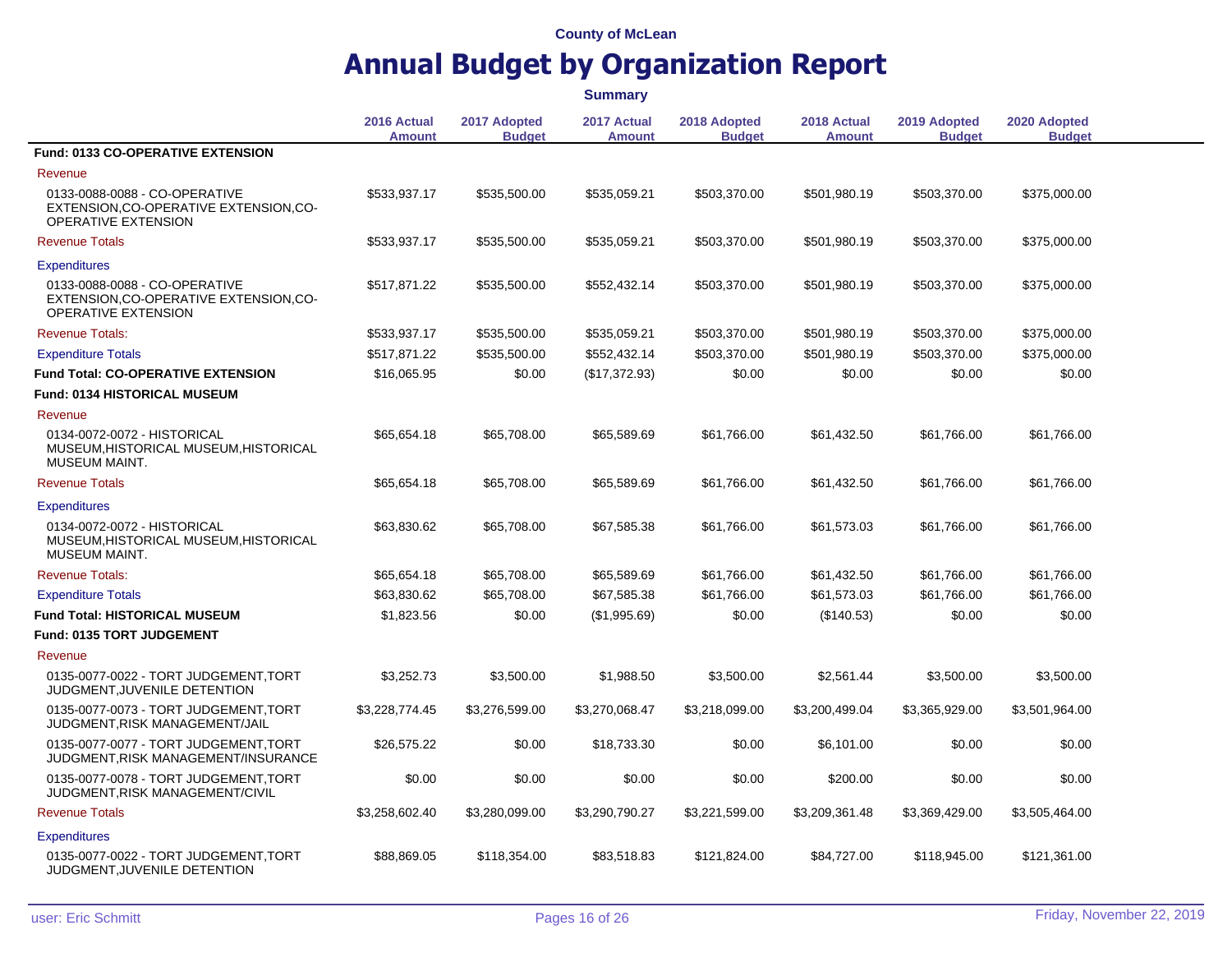County of McLean

# Annual Budget by Organization Report

**Summary**

| | 2016 Actual Amount | 2017 Adopted Budget | 2017 Actual Amount | 2018 Adopted Budget | 2018 Actual Amount | 2019 Adopted Budget | 2020 Adopted Budget |
|---|---|---|---|---|---|---|---|
| **Fund: 0133 CO-OPERATIVE EXTENSION** | | | | | | | |
| Revenue | | | | | | | |
| 0133-0088-0088 - CO-OPERATIVE EXTENSION,CO-OPERATIVE EXTENSION,CO-OPERATIVE EXTENSION | $533,937.17 | $535,500.00 | $535,059.21 | $503,370.00 | $501,980.19 | $503,370.00 | $375,000.00 |
| Revenue Totals | $533,937.17 | $535,500.00 | $535,059.21 | $503,370.00 | $501,980.19 | $503,370.00 | $375,000.00 |
| Expenditures | | | | | | | |
| 0133-0088-0088 - CO-OPERATIVE EXTENSION,CO-OPERATIVE EXTENSION,CO-OPERATIVE EXTENSION | $517,871.22 | $535,500.00 | $552,432.14 | $503,370.00 | $501,980.19 | $503,370.00 | $375,000.00 |
| Revenue Totals: | $533,937.17 | $535,500.00 | $535,059.21 | $503,370.00 | $501,980.19 | $503,370.00 | $375,000.00 |
| Expenditure Totals | $517,871.22 | $535,500.00 | $552,432.14 | $503,370.00 | $501,980.19 | $503,370.00 | $375,000.00 |
| **Fund Total: CO-OPERATIVE EXTENSION** | $16,065.95 | $0.00 | ($17,372.93) | $0.00 | $0.00 | $0.00 | $0.00 |
| **Fund: 0134 HISTORICAL MUSEUM** | | | | | | | |
| Revenue | | | | | | | |
| 0134-0072-0072 - HISTORICAL MUSEUM,HISTORICAL MUSEUM,HISTORICAL MUSEUM MAINT. | $65,654.18 | $65,708.00 | $65,589.69 | $61,766.00 | $61,432.50 | $61,766.00 | $61,766.00 |
| Revenue Totals | $65,654.18 | $65,708.00 | $65,589.69 | $61,766.00 | $61,432.50 | $61,766.00 | $61,766.00 |
| Expenditures | | | | | | | |
| 0134-0072-0072 - HISTORICAL MUSEUM,HISTORICAL MUSEUM,HISTORICAL MUSEUM MAINT. | $63,830.62 | $65,708.00 | $67,585.38 | $61,766.00 | $61,573.03 | $61,766.00 | $61,766.00 |
| Revenue Totals: | $65,654.18 | $65,708.00 | $65,589.69 | $61,766.00 | $61,432.50 | $61,766.00 | $61,766.00 |
| Expenditure Totals | $63,830.62 | $65,708.00 | $67,585.38 | $61,766.00 | $61,573.03 | $61,766.00 | $61,766.00 |
| **Fund Total: HISTORICAL MUSEUM** | $1,823.56 | $0.00 | ($1,995.69) | $0.00 | ($140.53) | $0.00 | $0.00 |
| **Fund: 0135 TORT JUDGEMENT** | | | | | | | |
| Revenue | | | | | | | |
| 0135-0077-0022 - TORT JUDGEMENT,TORT JUDGMENT,JUVENILE DETENTION | $3,252.73 | $3,500.00 | $1,988.50 | $3,500.00 | $2,561.44 | $3,500.00 | $3,500.00 |
| 0135-0077-0073 - TORT JUDGEMENT,TORT JUDGMENT,RISK MANAGEMENT/JAIL | $3,228,774.45 | $3,276,599.00 | $3,270,068.47 | $3,218,099.00 | $3,200,499.04 | $3,365,929.00 | $3,501,964.00 |
| 0135-0077-0077 - TORT JUDGEMENT,TORT JUDGMENT,RISK MANAGEMENT/INSURANCE | $26,575.22 | $0.00 | $18,733.30 | $0.00 | $6,101.00 | $0.00 | $0.00 |
| 0135-0077-0078 - TORT JUDGEMENT,TORT JUDGMENT,RISK MANAGEMENT/CIVIL | $0.00 | $0.00 | $0.00 | $0.00 | $200.00 | $0.00 | $0.00 |
| Revenue Totals | $3,258,602.40 | $3,280,099.00 | $3,290,790.27 | $3,221,599.00 | $3,209,361.48 | $3,369,429.00 | $3,505,464.00 |
| Expenditures | | | | | | | |
| 0135-0077-0022 - TORT JUDGEMENT,TORT JUDGMENT,JUVENILE DETENTION | $88,869.05 | $118,354.00 | $83,518.83 | $121,824.00 | $84,727.00 | $118,945.00 | $121,361.00 |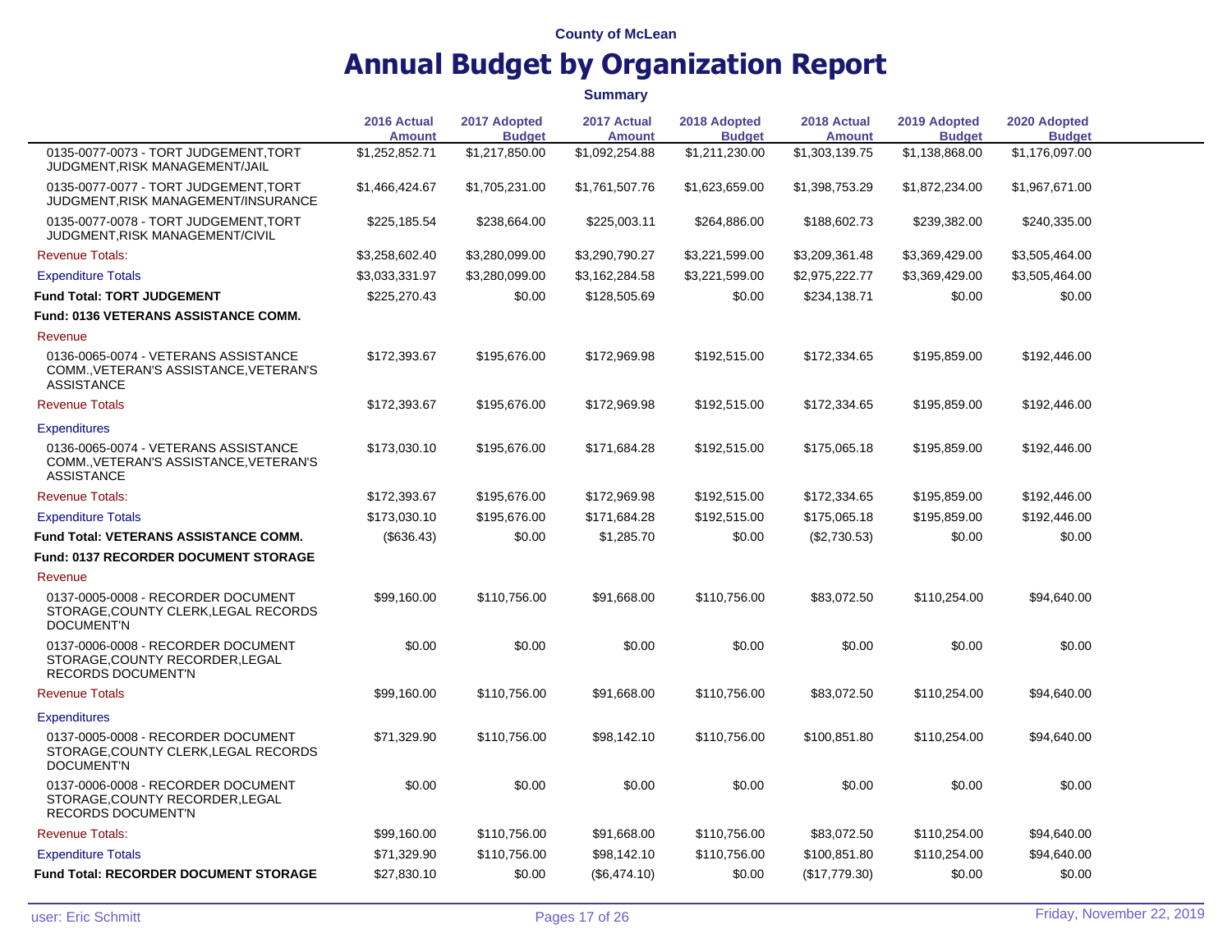County of McLean

# Annual Budget by Organization Report

**Summary**

| | 2016 Actual Amount | 2017 Adopted Budget | 2017 Actual Amount | 2018 Adopted Budget | 2018 Actual Amount | 2019 Adopted Budget | 2020 Adopted Budget |
|---|---|---|---|---|---|---|---|
| 0135-0077-0073 - TORT JUDGEMENT,TORT JUDGMENT,RISK MANAGEMENT/JAIL | $1,252,852.71 | $1,217,850.00 | $1,092,254.88 | $1,211,230.00 | $1,303,139.75 | $1,138,868.00 | $1,176,097.00 |
| 0135-0077-0077 - TORT JUDGEMENT,TORT JUDGMENT,RISK MANAGEMENT/INSURANCE | $1,466,424.67 | $1,705,231.00 | $1,761,507.76 | $1,623,659.00 | $1,398,753.29 | $1,872,234.00 | $1,967,671.00 |
| 0135-0077-0078 - TORT JUDGEMENT,TORT JUDGMENT,RISK MANAGEMENT/CIVIL | $225,185.54 | $238,664.00 | $225,003.11 | $264,886.00 | $188,602.73 | $239,382.00 | $240,335.00 |
| Revenue Totals: | $3,258,602.40 | $3,280,099.00 | $3,290,790.27 | $3,221,599.00 | $3,209,361.48 | $3,369,429.00 | $3,505,464.00 |
| Expenditure Totals | $3,033,331.97 | $3,280,099.00 | $3,162,284.58 | $3,221,599.00 | $2,975,222.77 | $3,369,429.00 | $3,505,464.00 |
| **Fund Total: TORT JUDGEMENT** | $225,270.43 | $0.00 | $128,505.69 | $0.00 | $234,138.71 | $0.00 | $0.00 |
| **Fund: 0136 VETERANS ASSISTANCE COMM.** | | | | | | | |
| Revenue | | | | | | | |
| 0136-0065-0074 - VETERANS ASSISTANCE COMM.,VETERAN'S ASSISTANCE,VETERAN'S ASSISTANCE | $172,393.67 | $195,676.00 | $172,969.98 | $192,515.00 | $172,334.65 | $195,859.00 | $192,446.00 |
| Revenue Totals | $172,393.67 | $195,676.00 | $172,969.98 | $192,515.00 | $172,334.65 | $195,859.00 | $192,446.00 |
| Expenditures | | | | | | | |
| 0136-0065-0074 - VETERANS ASSISTANCE COMM.,VETERAN'S ASSISTANCE,VETERAN'S ASSISTANCE | $173,030.10 | $195,676.00 | $171,684.28 | $192,515.00 | $175,065.18 | $195,859.00 | $192,446.00 |
| Revenue Totals: | $172,393.67 | $195,676.00 | $172,969.98 | $192,515.00 | $172,334.65 | $195,859.00 | $192,446.00 |
| Expenditure Totals | $173,030.10 | $195,676.00 | $171,684.28 | $192,515.00 | $175,065.18 | $195,859.00 | $192,446.00 |
| **Fund Total: VETERANS ASSISTANCE COMM.** | ($636.43) | $0.00 | $1,285.70 | $0.00 | ($2,730.53) | $0.00 | $0.00 |
| **Fund: 0137 RECORDER DOCUMENT STORAGE** | | | | | | | |
| Revenue | | | | | | | |
| 0137-0005-0008 - RECORDER DOCUMENT STORAGE,COUNTY CLERK,LEGAL RECORDS DOCUMENT'N | $99,160.00 | $110,756.00 | $91,668.00 | $110,756.00 | $83,072.50 | $110,254.00 | $94,640.00 |
| 0137-0006-0008 - RECORDER DOCUMENT STORAGE,COUNTY RECORDER,LEGAL RECORDS DOCUMENT'N | $0.00 | $0.00 | $0.00 | $0.00 | $0.00 | $0.00 | $0.00 |
| Revenue Totals | $99,160.00 | $110,756.00 | $91,668.00 | $110,756.00 | $83,072.50 | $110,254.00 | $94,640.00 |
| Expenditures | | | | | | | |
| 0137-0005-0008 - RECORDER DOCUMENT STORAGE,COUNTY CLERK,LEGAL RECORDS DOCUMENT'N | $71,329.90 | $110,756.00 | $98,142.10 | $110,756.00 | $100,851.80 | $110,254.00 | $94,640.00 |
| 0137-0006-0008 - RECORDER DOCUMENT STORAGE,COUNTY RECORDER,LEGAL RECORDS DOCUMENT'N | $0.00 | $0.00 | $0.00 | $0.00 | $0.00 | $0.00 | $0.00 |
| Revenue Totals: | $99,160.00 | $110,756.00 | $91,668.00 | $110,756.00 | $83,072.50 | $110,254.00 | $94,640.00 |
| Expenditure Totals | $71,329.90 | $110,756.00 | $98,142.10 | $110,756.00 | $100,851.80 | $110,254.00 | $94,640.00 |
| **Fund Total: RECORDER DOCUMENT STORAGE** | $27,830.10 | $0.00 | ($6,474.10) | $0.00 | ($17,779.30) | $0.00 | $0.00 |

user: Eric Schmitt

Friday, November 22, 2019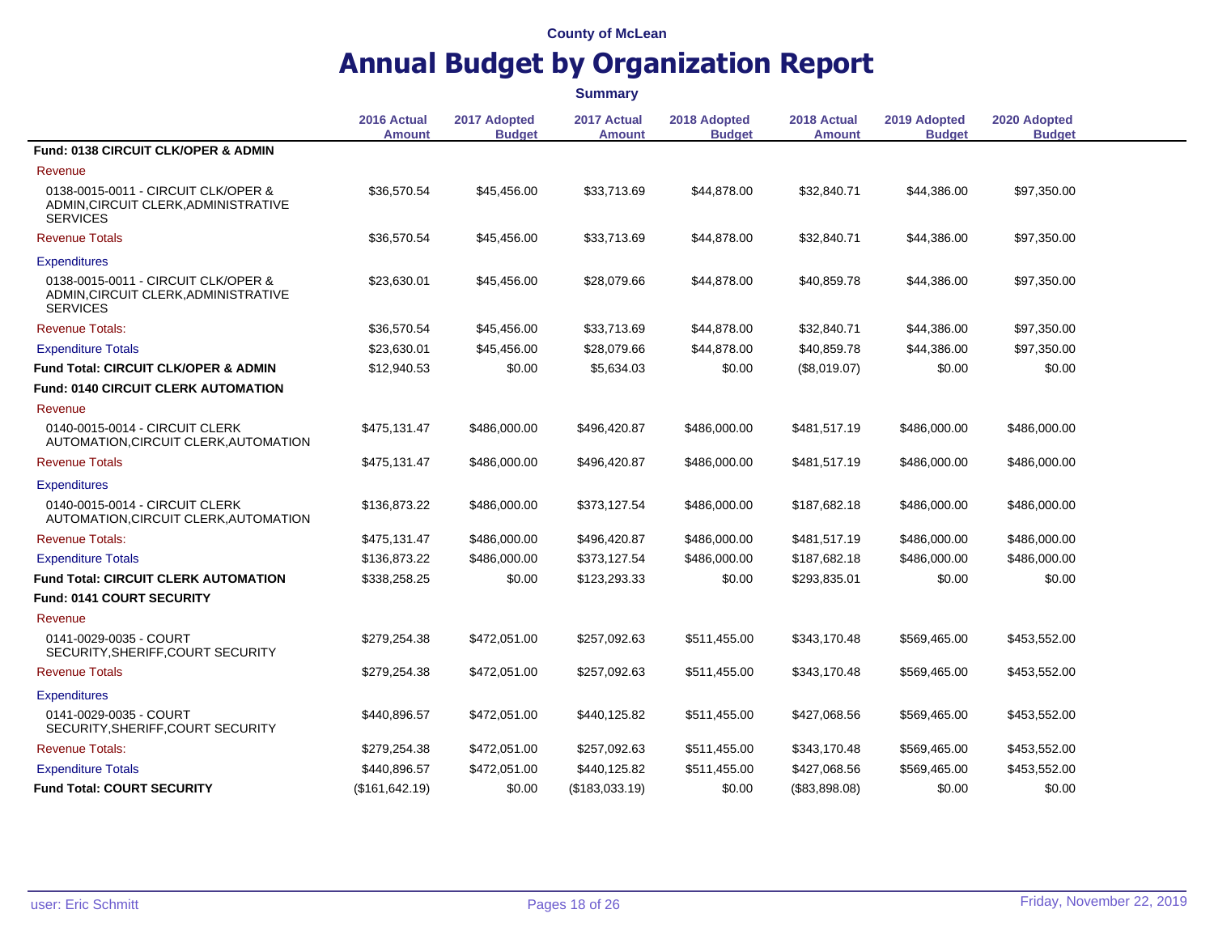County of McLean

# Annual Budget by Organization Report

**Summary**

| | 2016 Actual Amount | 2017 Adopted Budget | 2017 Actual Amount | 2018 Adopted Budget | 2018 Actual Amount | 2019 Adopted Budget | 2020 Adopted Budget |
|---|---|---|---|---|---|---|---|
| **Fund: 0138 CIRCUIT CLK/OPER & ADMIN** | | | | | | | |
| Revenue | | | | | | | |
| 0138-0015-0011 - CIRCUIT CLK/OPER & ADMIN,CIRCUIT CLERK,ADMINISTRATIVE SERVICES | $36,570.54 | $45,456.00 | $33,713.69 | $44,878.00 | $32,840.71 | $44,386.00 | $97,350.00 |
| Revenue Totals | $36,570.54 | $45,456.00 | $33,713.69 | $44,878.00 | $32,840.71 | $44,386.00 | $97,350.00 |
| Expenditures | | | | | | | |
| 0138-0015-0011 - CIRCUIT CLK/OPER & ADMIN,CIRCUIT CLERK,ADMINISTRATIVE SERVICES | $23,630.01 | $45,456.00 | $28,079.66 | $44,878.00 | $40,859.78 | $44,386.00 | $97,350.00 |
| Revenue Totals: | $36,570.54 | $45,456.00 | $33,713.69 | $44,878.00 | $32,840.71 | $44,386.00 | $97,350.00 |
| Expenditure Totals | $23,630.01 | $45,456.00 | $28,079.66 | $44,878.00 | $40,859.78 | $44,386.00 | $97,350.00 |
| **Fund Total: CIRCUIT CLK/OPER & ADMIN** | $12,940.53 | $0.00 | $5,634.03 | $0.00 | ($8,019.07) | $0.00 | $0.00 |
| **Fund: 0140 CIRCUIT CLERK AUTOMATION** | | | | | | | |
| Revenue | | | | | | | |
| 0140-0015-0014 - CIRCUIT CLERK AUTOMATION,CIRCUIT CLERK,AUTOMATION | $475,131.47 | $486,000.00 | $496,420.87 | $486,000.00 | $481,517.19 | $486,000.00 | $486,000.00 |
| Revenue Totals | $475,131.47 | $486,000.00 | $496,420.87 | $486,000.00 | $481,517.19 | $486,000.00 | $486,000.00 |
| Expenditures | | | | | | | |
| 0140-0015-0014 - CIRCUIT CLERK AUTOMATION,CIRCUIT CLERK,AUTOMATION | $136,873.22 | $486,000.00 | $373,127.54 | $486,000.00 | $187,682.18 | $486,000.00 | $486,000.00 |
| Revenue Totals: | $475,131.47 | $486,000.00 | $496,420.87 | $486,000.00 | $481,517.19 | $486,000.00 | $486,000.00 |
| Expenditure Totals | $136,873.22 | $486,000.00 | $373,127.54 | $486,000.00 | $187,682.18 | $486,000.00 | $486,000.00 |
| **Fund Total: CIRCUIT CLERK AUTOMATION** | $338,258.25 | $0.00 | $123,293.33 | $0.00 | $293,835.01 | $0.00 | $0.00 |
| **Fund: 0141 COURT SECURITY** | | | | | | | |
| Revenue | | | | | | | |
| 0141-0029-0035 - COURT SECURITY,SHERIFF,COURT SECURITY | $279,254.38 | $472,051.00 | $257,092.63 | $511,455.00 | $343,170.48 | $569,465.00 | $453,552.00 |
| Revenue Totals | $279,254.38 | $472,051.00 | $257,092.63 | $511,455.00 | $343,170.48 | $569,465.00 | $453,552.00 |
| Expenditures | | | | | | | |
| 0141-0029-0035 - COURT SECURITY,SHERIFF,COURT SECURITY | $440,896.57 | $472,051.00 | $440,125.82 | $511,455.00 | $427,068.56 | $569,465.00 | $453,552.00 |
| Revenue Totals: | $279,254.38 | $472,051.00 | $257,092.63 | $511,455.00 | $343,170.48 | $569,465.00 | $453,552.00 |
| Expenditure Totals | $440,896.57 | $472,051.00 | $440,125.82 | $511,455.00 | $427,068.56 | $569,465.00 | $453,552.00 |
| **Fund Total: COURT SECURITY** | ($161,642.19) | $0.00 | ($183,033.19) | $0.00 | ($83,898.08) | $0.00 | $0.00 |

user: Eric Schmitt

Friday, November 22, 2019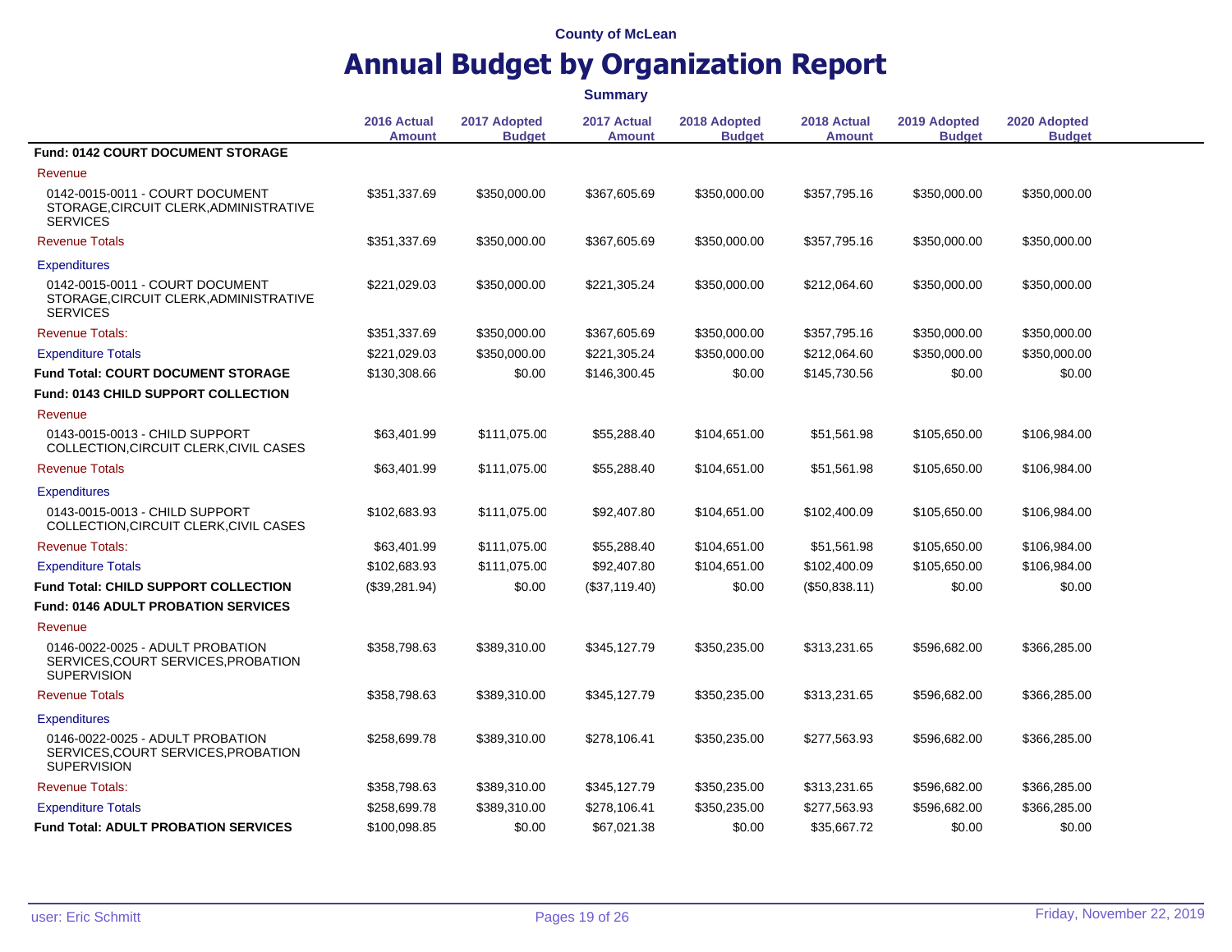County of McLean

# Annual Budget by Organization Report

**Summary**

| | 2016 Actual Amount | 2017 Adopted Budget | 2017 Actual Amount | 2018 Adopted Budget | 2018 Actual Amount | 2019 Adopted Budget | 2020 Adopted Budget |
|---|---|---|---|---|---|---|---|
| **Fund: 0142 COURT DOCUMENT STORAGE** | | | | | | | |
| Revenue | | | | | | | |
| 0142-0015-0011 - COURT DOCUMENT STORAGE,CIRCUIT CLERK,ADMINISTRATIVE SERVICES | $351,337.69 | $350,000.00 | $367,605.69 | $350,000.00 | $357,795.16 | $350,000.00 | $350,000.00 |
| Revenue Totals | $351,337.69 | $350,000.00 | $367,605.69 | $350,000.00 | $357,795.16 | $350,000.00 | $350,000.00 |
| Expenditures | | | | | | | |
| 0142-0015-0011 - COURT DOCUMENT STORAGE,CIRCUIT CLERK,ADMINISTRATIVE SERVICES | $221,029.03 | $350,000.00 | $221,305.24 | $350,000.00 | $212,064.60 | $350,000.00 | $350,000.00 |
| Revenue Totals: | $351,337.69 | $350,000.00 | $367,605.69 | $350,000.00 | $357,795.16 | $350,000.00 | $350,000.00 |
| Expenditure Totals | $221,029.03 | $350,000.00 | $221,305.24 | $350,000.00 | $212,064.60 | $350,000.00 | $350,000.00 |
| **Fund Total: COURT DOCUMENT STORAGE** | $130,308.66 | $0.00 | $146,300.45 | $0.00 | $145,730.56 | $0.00 | $0.00 |
| **Fund: 0143 CHILD SUPPORT COLLECTION** | | | | | | | |
| Revenue | | | | | | | |
| 0143-0015-0013 - CHILD SUPPORT COLLECTION,CIRCUIT CLERK,CIVIL CASES | $63,401.99 | $111,075.00 | $55,288.40 | $104,651.00 | $51,561.98 | $105,650.00 | $106,984.00 |
| Revenue Totals | $63,401.99 | $111,075.00 | $55,288.40 | $104,651.00 | $51,561.98 | $105,650.00 | $106,984.00 |
| Expenditures | | | | | | | |
| 0143-0015-0013 - CHILD SUPPORT COLLECTION,CIRCUIT CLERK,CIVIL CASES | $102,683.93 | $111,075.00 | $92,407.80 | $104,651.00 | $102,400.09 | $105,650.00 | $106,984.00 |
| Revenue Totals: | $63,401.99 | $111,075.00 | $55,288.40 | $104,651.00 | $51,561.98 | $105,650.00 | $106,984.00 |
| Expenditure Totals | $102,683.93 | $111,075.00 | $92,407.80 | $104,651.00 | $102,400.09 | $105,650.00 | $106,984.00 |
| **Fund Total: CHILD SUPPORT COLLECTION** | ($39,281.94) | $0.00 | ($37,119.40) | $0.00 | ($50,838.11) | $0.00 | $0.00 |
| **Fund: 0146 ADULT PROBATION SERVICES** | | | | | | | |
| Revenue | | | | | | | |
| 0146-0022-0025 - ADULT PROBATION SERVICES,COURT SERVICES,PROBATION SUPERVISION | $358,798.63 | $389,310.00 | $345,127.79 | $350,235.00 | $313,231.65 | $596,682.00 | $366,285.00 |
| Revenue Totals | $358,798.63 | $389,310.00 | $345,127.79 | $350,235.00 | $313,231.65 | $596,682.00 | $366,285.00 |
| Expenditures | | | | | | | |
| 0146-0022-0025 - ADULT PROBATION SERVICES,COURT SERVICES,PROBATION SUPERVISION | $258,699.78 | $389,310.00 | $278,106.41 | $350,235.00 | $277,563.93 | $596,682.00 | $366,285.00 |
| Revenue Totals: | $358,798.63 | $389,310.00 | $345,127.79 | $350,235.00 | $313,231.65 | $596,682.00 | $366,285.00 |
| Expenditure Totals | $258,699.78 | $389,310.00 | $278,106.41 | $350,235.00 | $277,563.93 | $596,682.00 | $366,285.00 |
| **Fund Total: ADULT PROBATION SERVICES** | $100,098.85 | $0.00 | $67,021.38 | $0.00 | $35,667.72 | $0.00 | $0.00 |

user: Eric Schmitt Friday, November 22, 2019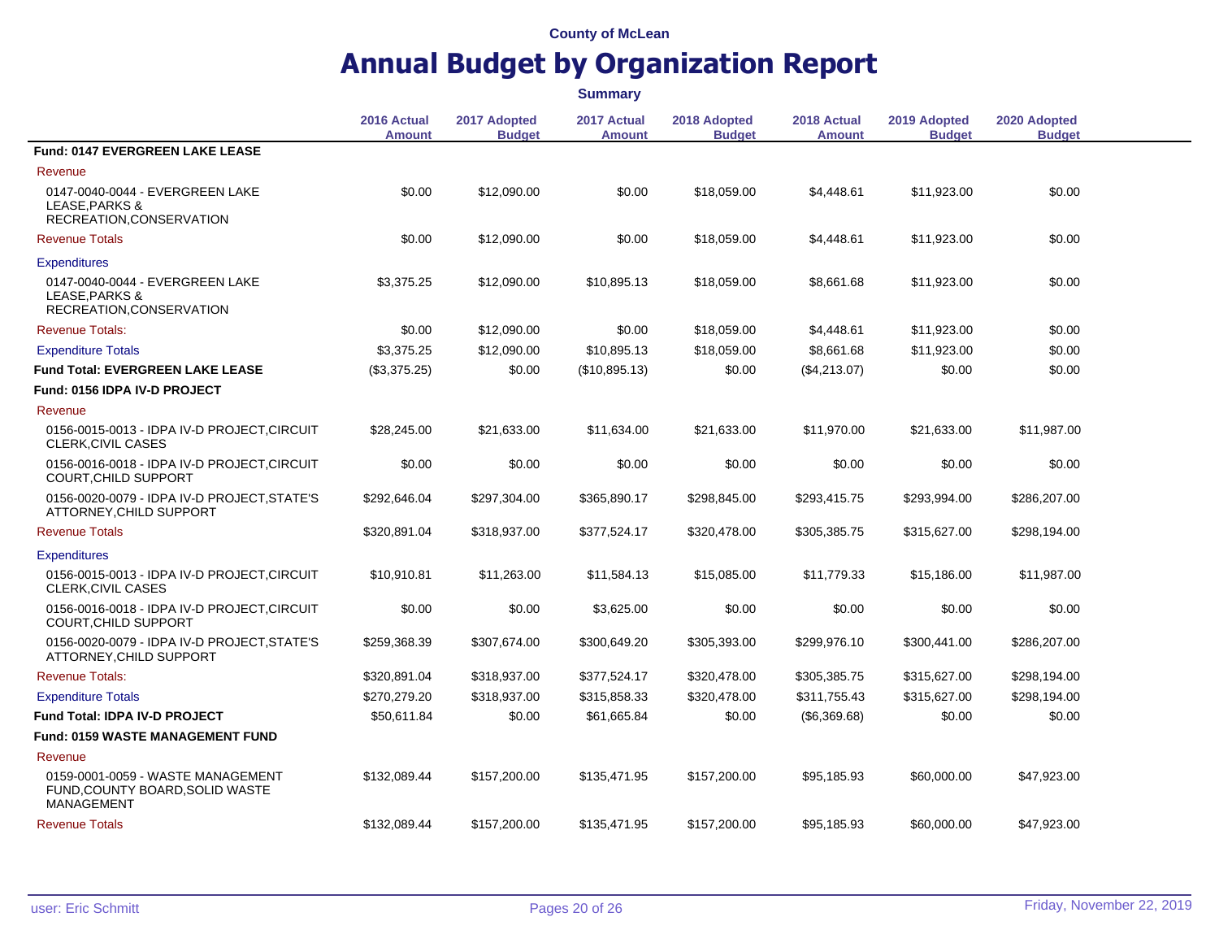County of McLean

# Annual Budget by Organization Report

**Summary**

| | 2016 Actual Amount | 2017 Adopted Budget | 2017 Actual Amount | 2018 Adopted Budget | 2018 Actual Amount | 2019 Adopted Budget | 2020 Adopted Budget |
|---|---|---|---|---|---|---|---|
| **Fund: 0147 EVERGREEN LAKE LEASE** | | | | | | | |
| Revenue | | | | | | | |
| 0147-0040-0044 - EVERGREEN LAKE LEASE,PARKS & RECREATION,CONSERVATION | $0.00 | $12,090.00 | $0.00 | $18,059.00 | $4,448.61 | $11,923.00 | $0.00 |
| Revenue Totals | $0.00 | $12,090.00 | $0.00 | $18,059.00 | $4,448.61 | $11,923.00 | $0.00 |
| Expenditures | | | | | | | |
| 0147-0040-0044 - EVERGREEN LAKE LEASE,PARKS & RECREATION,CONSERVATION | $3,375.25 | $12,090.00 | $10,895.13 | $18,059.00 | $8,661.68 | $11,923.00 | $0.00 |
| Revenue Totals: | $0.00 | $12,090.00 | $0.00 | $18,059.00 | $4,448.61 | $11,923.00 | $0.00 |
| Expenditure Totals | $3,375.25 | $12,090.00 | $10,895.13 | $18,059.00 | $8,661.68 | $11,923.00 | $0.00 |
| **Fund Total: EVERGREEN LAKE LEASE** | ($3,375.25) | $0.00 | ($10,895.13) | $0.00 | ($4,213.07) | $0.00 | $0.00 |
| **Fund: 0156 IDPA IV-D PROJECT** | | | | | | | |
| Revenue | | | | | | | |
| 0156-0015-0013 - IDPA IV-D PROJECT,CIRCUIT CLERK,CIVIL CASES | $28,245.00 | $21,633.00 | $11,634.00 | $21,633.00 | $11,970.00 | $21,633.00 | $11,987.00 |
| 0156-0016-0018 - IDPA IV-D PROJECT,CIRCUIT COURT,CHILD SUPPORT | $0.00 | $0.00 | $0.00 | $0.00 | $0.00 | $0.00 | $0.00 |
| 0156-0020-0079 - IDPA IV-D PROJECT,STATE'S ATTORNEY,CHILD SUPPORT | $292,646.04 | $297,304.00 | $365,890.17 | $298,845.00 | $293,415.75 | $293,994.00 | $286,207.00 |
| Revenue Totals | $320,891.04 | $318,937.00 | $377,524.17 | $320,478.00 | $305,385.75 | $315,627.00 | $298,194.00 |
| Expenditures | | | | | | | |
| 0156-0015-0013 - IDPA IV-D PROJECT,CIRCUIT CLERK,CIVIL CASES | $10,910.81 | $11,263.00 | $11,584.13 | $15,085.00 | $11,779.33 | $15,186.00 | $11,987.00 |
| 0156-0016-0018 - IDPA IV-D PROJECT,CIRCUIT COURT,CHILD SUPPORT | $0.00 | $0.00 | $3,625.00 | $0.00 | $0.00 | $0.00 | $0.00 |
| 0156-0020-0079 - IDPA IV-D PROJECT,STATE'S ATTORNEY,CHILD SUPPORT | $259,368.39 | $307,674.00 | $300,649.20 | $305,393.00 | $299,976.10 | $300,441.00 | $286,207.00 |
| Revenue Totals: | $320,891.04 | $318,937.00 | $377,524.17 | $320,478.00 | $305,385.75 | $315,627.00 | $298,194.00 |
| Expenditure Totals | $270,279.20 | $318,937.00 | $315,858.33 | $320,478.00 | $311,755.43 | $315,627.00 | $298,194.00 |
| **Fund Total: IDPA IV-D PROJECT** | $50,611.84 | $0.00 | $61,665.84 | $0.00 | ($6,369.68) | $0.00 | $0.00 |
| **Fund: 0159 WASTE MANAGEMENT FUND** | | | | | | | |
| Revenue | | | | | | | |
| 0159-0001-0059 - WASTE MANAGEMENT FUND,COUNTY BOARD,SOLID WASTE MANAGEMENT | $132,089.44 | $157,200.00 | $135,471.95 | $157,200.00 | $95,185.93 | $60,000.00 | $47,923.00 |
| Revenue Totals | $132,089.44 | $157,200.00 | $135,471.95 | $157,200.00 | $95,185.93 | $60,000.00 | $47,923.00 |

user: Eric Schmitt

Friday, November 22, 2019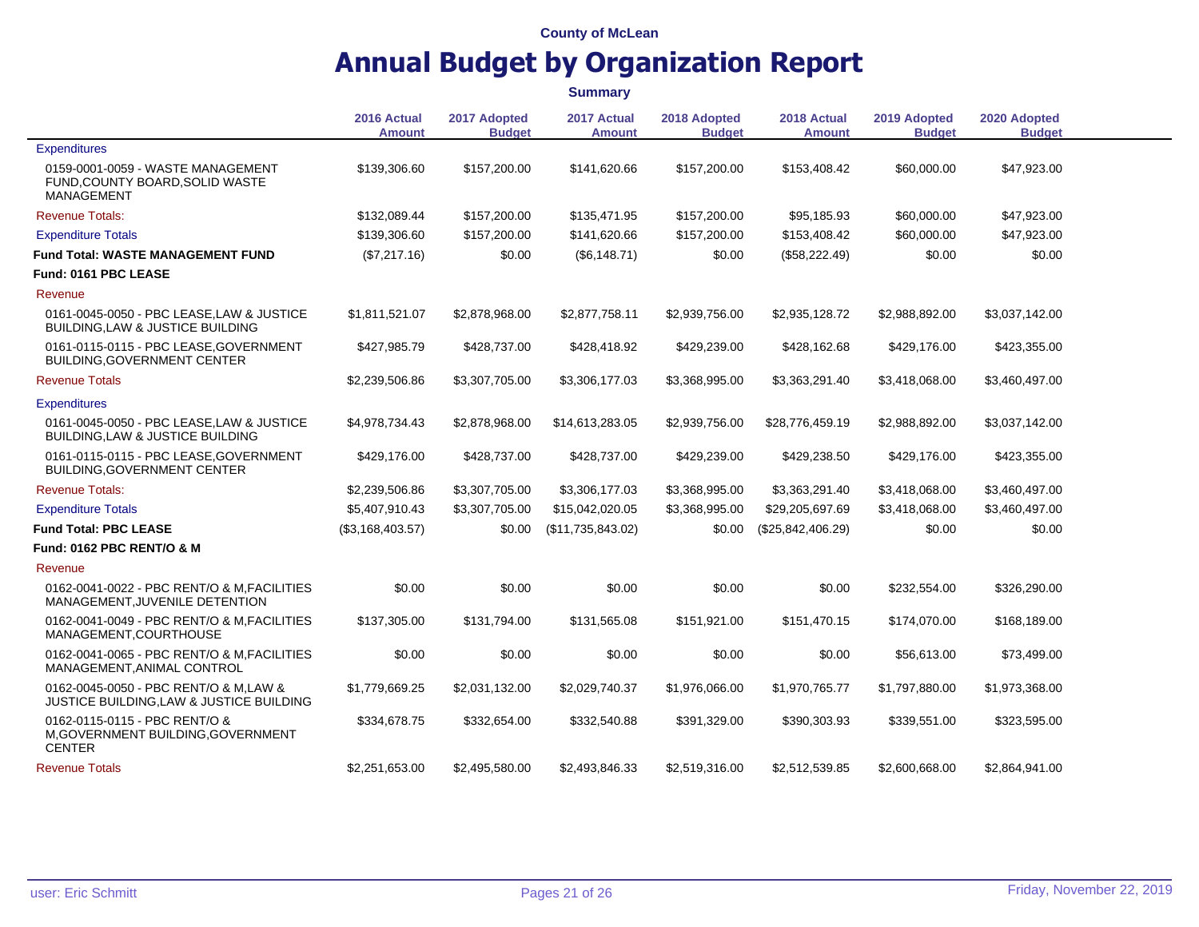County of McLean

# Annual Budget by Organization Report

**Summary**

| | 2016 Actual Amount | 2017 Adopted Budget | 2017 Actual Amount | 2018 Adopted Budget | 2018 Actual Amount | 2019 Adopted Budget | 2020 Adopted Budget |
|---|---|---|---|---|---|---|---|
| Expenditures | | | | | | | |
| 0159-0001-0059 - WASTE MANAGEMENT FUND,COUNTY BOARD,SOLID WASTE MANAGEMENT | $139,306.60 | $157,200.00 | $141,620.66 | $157,200.00 | $153,408.42 | $60,000.00 | $47,923.00 |
| Revenue Totals: | $132,089.44 | $157,200.00 | $135,471.95 | $157,200.00 | $95,185.93 | $60,000.00 | $47,923.00 |
| Expenditure Totals | $139,306.60 | $157,200.00 | $141,620.66 | $157,200.00 | $153,408.42 | $60,000.00 | $47,923.00 |
| **Fund Total: WASTE MANAGEMENT FUND** | ($7,217.16) | $0.00 | ($6,148.71) | $0.00 | ($58,222.49) | $0.00 | $0.00 |
| **Fund: 0161 PBC LEASE** | | | | | | | |
| Revenue | | | | | | | |
| 0161-0045-0050 - PBC LEASE,LAW & JUSTICE BUILDING,LAW & JUSTICE BUILDING | $1,811,521.07 | $2,878,968.00 | $2,877,758.11 | $2,939,756.00 | $2,935,128.72 | $2,988,892.00 | $3,037,142.00 |
| 0161-0115-0115 - PBC LEASE,GOVERNMENT BUILDING,GOVERNMENT CENTER | $427,985.79 | $428,737.00 | $428,418.92 | $429,239.00 | $428,162.68 | $429,176.00 | $423,355.00 |
| Revenue Totals | $2,239,506.86 | $3,307,705.00 | $3,306,177.03 | $3,368,995.00 | $3,363,291.40 | $3,418,068.00 | $3,460,497.00 |
| Expenditures | | | | | | | |
| 0161-0045-0050 - PBC LEASE,LAW & JUSTICE BUILDING,LAW & JUSTICE BUILDING | $4,978,734.43 | $2,878,968.00 | $14,613,283.05 | $2,939,756.00 | $28,776,459.19 | $2,988,892.00 | $3,037,142.00 |
| 0161-0115-0115 - PBC LEASE,GOVERNMENT BUILDING,GOVERNMENT CENTER | $429,176.00 | $428,737.00 | $428,737.00 | $429,239.00 | $429,238.50 | $429,176.00 | $423,355.00 |
| Revenue Totals: | $2,239,506.86 | $3,307,705.00 | $3,306,177.03 | $3,368,995.00 | $3,363,291.40 | $3,418,068.00 | $3,460,497.00 |
| Expenditure Totals | $5,407,910.43 | $3,307,705.00 | $15,042,020.05 | $3,368,995.00 | $29,205,697.69 | $3,418,068.00 | $3,460,497.00 |
| **Fund Total: PBC LEASE** | ($3,168,403.57) | $0.00 | ($11,735,843.02) | $0.00 | ($25,842,406.29) | $0.00 | $0.00 |
| **Fund: 0162 PBC RENT/O & M** | | | | | | | |
| Revenue | | | | | | | |
| 0162-0041-0022 - PBC RENT/O & M,FACILITIES MANAGEMENT,JUVENILE DETENTION | $0.00 | $0.00 | $0.00 | $0.00 | $0.00 | $232,554.00 | $326,290.00 |
| 0162-0041-0049 - PBC RENT/O & M,FACILITIES MANAGEMENT,COURTHOUSE | $137,305.00 | $131,794.00 | $131,565.08 | $151,921.00 | $151,470.15 | $174,070.00 | $168,189.00 |
| 0162-0041-0065 - PBC RENT/O & M,FACILITIES MANAGEMENT,ANIMAL CONTROL | $0.00 | $0.00 | $0.00 | $0.00 | $0.00 | $56,613.00 | $73,499.00 |
| 0162-0045-0050 - PBC RENT/O & M,LAW & JUSTICE BUILDING,LAW & JUSTICE BUILDING | $1,779,669.25 | $2,031,132.00 | $2,029,740.37 | $1,976,066.00 | $1,970,765.77 | $1,797,880.00 | $1,973,368.00 |
| 0162-0115-0115 - PBC RENT/O & M,GOVERNMENT BUILDING,GOVERNMENT CENTER | $334,678.75 | $332,654.00 | $332,540.88 | $391,329.00 | $390,303.93 | $339,551.00 | $323,595.00 |
| Revenue Totals | $2,251,653.00 | $2,495,580.00 | $2,493,846.33 | $2,519,316.00 | $2,512,539.85 | $2,600,668.00 | $2,864,941.00 |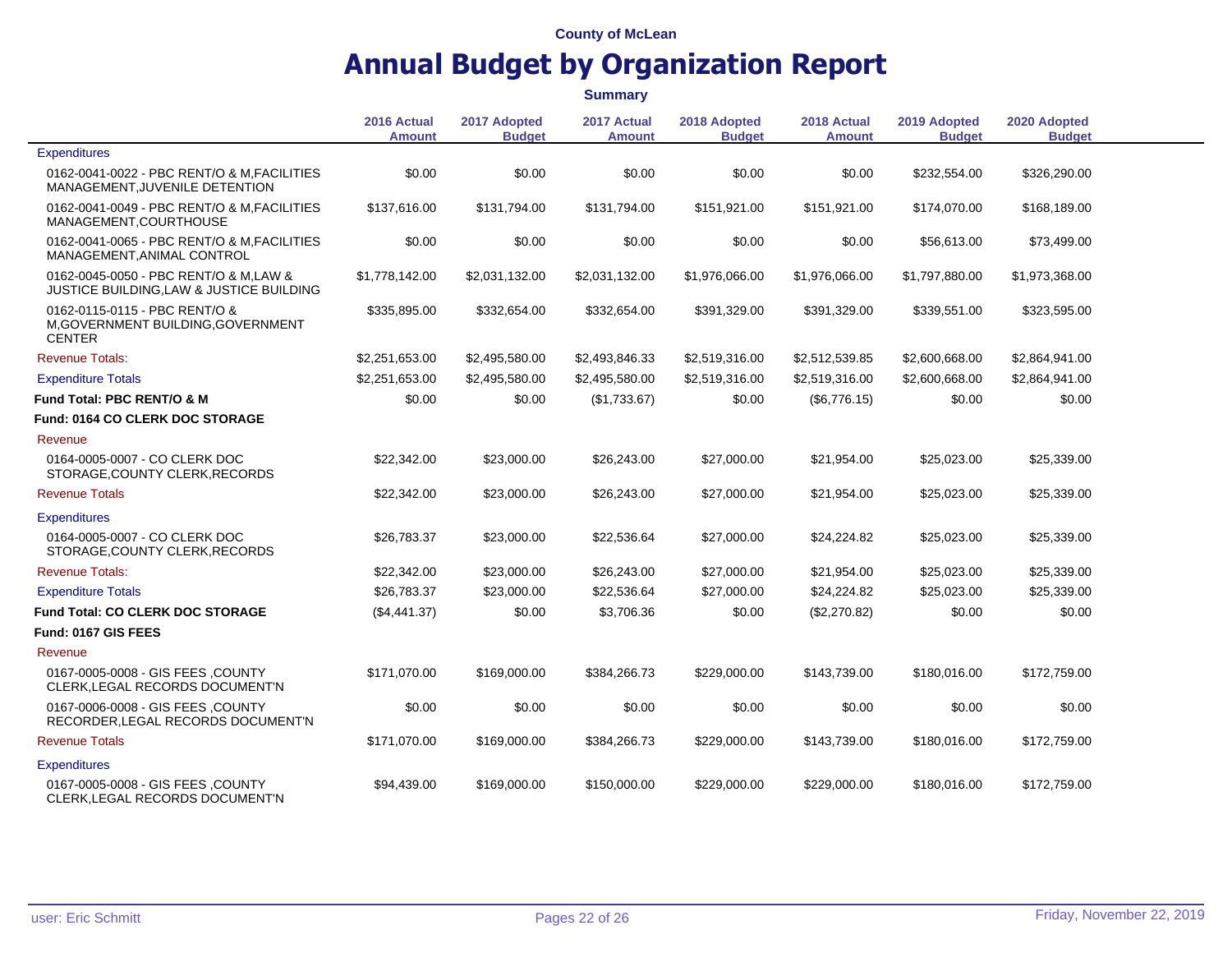County of McLean

# Annual Budget by Organization Report

**Summary**

| | 2016 Actual Amount | 2017 Adopted Budget | 2017 Actual Amount | 2018 Adopted Budget | 2018 Actual Amount | 2019 Adopted Budget | 2020 Adopted Budget |
|---|---|---|---|---|---|---|---|
| Expenditures | | | | | | | |
| 0162-0041-0022 - PBC RENT/O & M,FACILITIES MANAGEMENT,JUVENILE DETENTION | $0.00 | $0.00 | $0.00 | $0.00 | $0.00 | $232,554.00 | $326,290.00 |
| 0162-0041-0049 - PBC RENT/O & M,FACILITIES MANAGEMENT,COURTHOUSE | $137,616.00 | $131,794.00 | $131,794.00 | $151,921.00 | $151,921.00 | $174,070.00 | $168,189.00 |
| 0162-0041-0065 - PBC RENT/O & M,FACILITIES MANAGEMENT,ANIMAL CONTROL | $0.00 | $0.00 | $0.00 | $0.00 | $0.00 | $56,613.00 | $73,499.00 |
| 0162-0045-0050 - PBC RENT/O & M,LAW & JUSTICE BUILDING,LAW & JUSTICE BUILDING | $1,778,142.00 | $2,031,132.00 | $2,031,132.00 | $1,976,066.00 | $1,976,066.00 | $1,797,880.00 | $1,973,368.00 |
| 0162-0115-0115 - PBC RENT/O & M,GOVERNMENT BUILDING,GOVERNMENT CENTER | $335,895.00 | $332,654.00 | $332,654.00 | $391,329.00 | $391,329.00 | $339,551.00 | $323,595.00 |
| Revenue Totals: | $2,251,653.00 | $2,495,580.00 | $2,493,846.33 | $2,519,316.00 | $2,512,539.85 | $2,600,668.00 | $2,864,941.00 |
| Expenditure Totals | $2,251,653.00 | $2,495,580.00 | $2,495,580.00 | $2,519,316.00 | $2,519,316.00 | $2,600,668.00 | $2,864,941.00 |
| **Fund Total: PBC RENT/O & M** | $0.00 | $0.00 | ($1,733.67) | $0.00 | ($6,776.15) | $0.00 | $0.00 |
| **Fund: 0164 CO CLERK DOC STORAGE** | | | | | | | |
| Revenue | | | | | | | |
| 0164-0005-0007 - CO CLERK DOC STORAGE,COUNTY CLERK,RECORDS | $22,342.00 | $23,000.00 | $26,243.00 | $27,000.00 | $21,954.00 | $25,023.00 | $25,339.00 |
| Revenue Totals | $22,342.00 | $23,000.00 | $26,243.00 | $27,000.00 | $21,954.00 | $25,023.00 | $25,339.00 |
| Expenditures | | | | | | | |
| 0164-0005-0007 - CO CLERK DOC STORAGE,COUNTY CLERK,RECORDS | $26,783.37 | $23,000.00 | $22,536.64 | $27,000.00 | $24,224.82 | $25,023.00 | $25,339.00 |
| Revenue Totals: | $22,342.00 | $23,000.00 | $26,243.00 | $27,000.00 | $21,954.00 | $25,023.00 | $25,339.00 |
| Expenditure Totals | $26,783.37 | $23,000.00 | $22,536.64 | $27,000.00 | $24,224.82 | $25,023.00 | $25,339.00 |
| **Fund Total: CO CLERK DOC STORAGE** | ($4,441.37) | $0.00 | $3,706.36 | $0.00 | ($2,270.82) | $0.00 | $0.00 |
| **Fund: 0167 GIS FEES** | | | | | | | |
| Revenue | | | | | | | |
| 0167-0005-0008 - GIS FEES ,COUNTY CLERK,LEGAL RECORDS DOCUMENT'N | $171,070.00 | $169,000.00 | $384,266.73 | $229,000.00 | $143,739.00 | $180,016.00 | $172,759.00 |
| 0167-0006-0008 - GIS FEES ,COUNTY RECORDER,LEGAL RECORDS DOCUMENT'N | $0.00 | $0.00 | $0.00 | $0.00 | $0.00 | $0.00 | $0.00 |
| Revenue Totals | $171,070.00 | $169,000.00 | $384,266.73 | $229,000.00 | $143,739.00 | $180,016.00 | $172,759.00 |
| Expenditures | | | | | | | |
| 0167-0005-0008 - GIS FEES ,COUNTY CLERK,LEGAL RECORDS DOCUMENT'N | $94,439.00 | $169,000.00 | $150,000.00 | $229,000.00 | $229,000.00 | $180,016.00 | $172,759.00 |

user: Eric Schmitt

Friday, November 22, 2019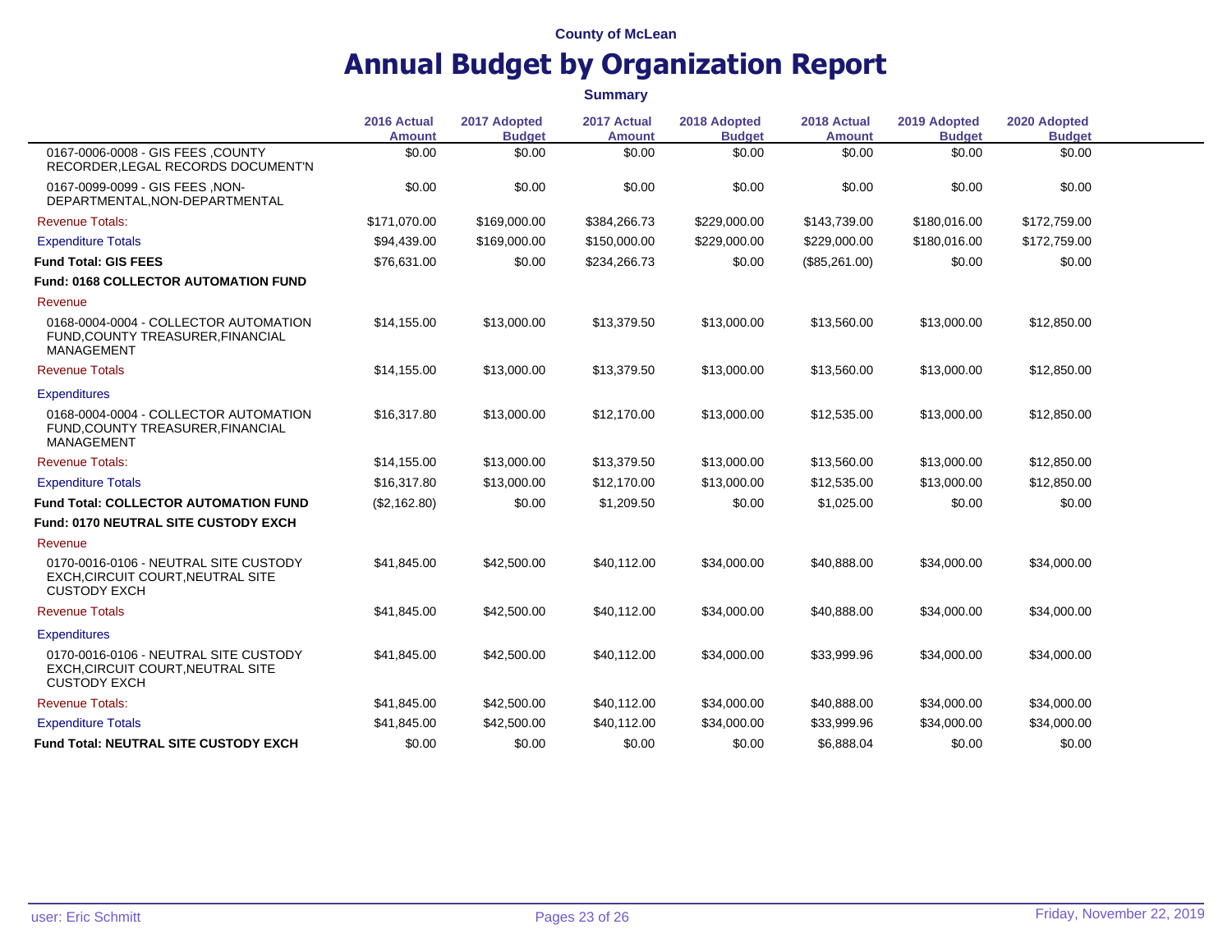County of McLean

# Annual Budget by Organization Report

**Summary**

| | 2016 Actual Amount | 2017 Adopted Budget | 2017 Actual Amount | 2018 Adopted Budget | 2018 Actual Amount | 2019 Adopted Budget | 2020 Adopted Budget |
|---|---|---|---|---|---|---|---|
| 0167-0006-0008 - GIS FEES ,COUNTY RECORDER,LEGAL RECORDS DOCUMENT'N | $0.00 | $0.00 | $0.00 | $0.00 | $0.00 | $0.00 | $0.00 |
| 0167-0099-0099 - GIS FEES ,NON-DEPARTMENTAL,NON-DEPARTMENTAL | $0.00 | $0.00 | $0.00 | $0.00 | $0.00 | $0.00 | $0.00 |
| Revenue Totals: | $171,070.00 | $169,000.00 | $384,266.73 | $229,000.00 | $143,739.00 | $180,016.00 | $172,759.00 |
| Expenditure Totals | $94,439.00 | $169,000.00 | $150,000.00 | $229,000.00 | $229,000.00 | $180,016.00 | $172,759.00 |
| **Fund Total: GIS FEES** | $76,631.00 | $0.00 | $234,266.73 | $0.00 | ($85,261.00) | $0.00 | $0.00 |
| **Fund: 0168 COLLECTOR AUTOMATION FUND** | | | | | | | |
| Revenue | | | | | | | |
| 0168-0004-0004 - COLLECTOR AUTOMATION FUND,COUNTY TREASURER,FINANCIAL MANAGEMENT | $14,155.00 | $13,000.00 | $13,379.50 | $13,000.00 | $13,560.00 | $13,000.00 | $12,850.00 |
| Revenue Totals | $14,155.00 | $13,000.00 | $13,379.50 | $13,000.00 | $13,560.00 | $13,000.00 | $12,850.00 |
| Expenditures | | | | | | | |
| 0168-0004-0004 - COLLECTOR AUTOMATION FUND,COUNTY TREASURER,FINANCIAL MANAGEMENT | $16,317.80 | $13,000.00 | $12,170.00 | $13,000.00 | $12,535.00 | $13,000.00 | $12,850.00 |
| Revenue Totals: | $14,155.00 | $13,000.00 | $13,379.50 | $13,000.00 | $13,560.00 | $13,000.00 | $12,850.00 |
| Expenditure Totals | $16,317.80 | $13,000.00 | $12,170.00 | $13,000.00 | $12,535.00 | $13,000.00 | $12,850.00 |
| **Fund Total: COLLECTOR AUTOMATION FUND** | ($2,162.80) | $0.00 | $1,209.50 | $0.00 | $1,025.00 | $0.00 | $0.00 |
| **Fund: 0170 NEUTRAL SITE CUSTODY EXCH** | | | | | | | |
| Revenue | | | | | | | |
| 0170-0016-0106 - NEUTRAL SITE CUSTODY EXCH,CIRCUIT COURT,NEUTRAL SITE CUSTODY EXCH | $41,845.00 | $42,500.00 | $40,112.00 | $34,000.00 | $40,888.00 | $34,000.00 | $34,000.00 |
| Revenue Totals | $41,845.00 | $42,500.00 | $40,112.00 | $34,000.00 | $40,888.00 | $34,000.00 | $34,000.00 |
| Expenditures | | | | | | | |
| 0170-0016-0106 - NEUTRAL SITE CUSTODY EXCH,CIRCUIT COURT,NEUTRAL SITE CUSTODY EXCH | $41,845.00 | $42,500.00 | $40,112.00 | $34,000.00 | $33,999.96 | $34,000.00 | $34,000.00 |
| Revenue Totals: | $41,845.00 | $42,500.00 | $40,112.00 | $34,000.00 | $40,888.00 | $34,000.00 | $34,000.00 |
| Expenditure Totals | $41,845.00 | $42,500.00 | $40,112.00 | $34,000.00 | $33,999.96 | $34,000.00 | $34,000.00 |
| **Fund Total: NEUTRAL SITE CUSTODY EXCH** | $0.00 | $0.00 | $0.00 | $0.00 | $6,888.04 | $0.00 | $0.00 |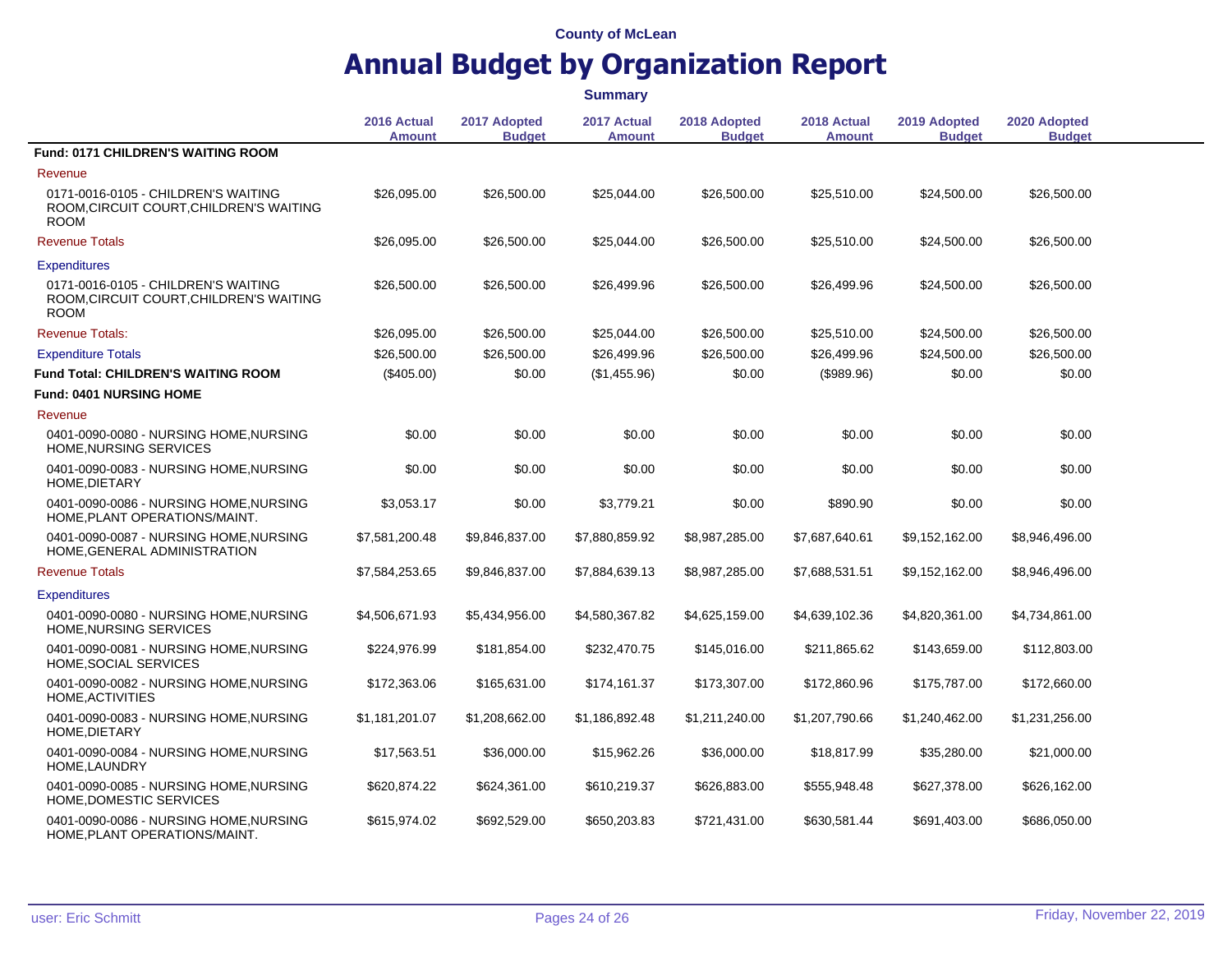County of McLean

# Annual Budget by Organization Report

**Summary**

| | 2016 Actual Amount | 2017 Adopted Budget | 2017 Actual Amount | 2018 Adopted Budget | 2018 Actual Amount | 2019 Adopted Budget | 2020 Adopted Budget |
|---|---|---|---|---|---|---|---|
| **Fund: 0171 CHILDREN'S WAITING ROOM** | | | | | | | |
| Revenue | | | | | | | |
| 0171-0016-0105 - CHILDREN'S WAITING ROOM,CIRCUIT COURT,CHILDREN'S WAITING ROOM | $26,095.00 | $26,500.00 | $25,044.00 | $26,500.00 | $25,510.00 | $24,500.00 | $26,500.00 |
| Revenue Totals | $26,095.00 | $26,500.00 | $25,044.00 | $26,500.00 | $25,510.00 | $24,500.00 | $26,500.00 |
| Expenditures | | | | | | | |
| 0171-0016-0105 - CHILDREN'S WAITING ROOM,CIRCUIT COURT,CHILDREN'S WAITING ROOM | $26,500.00 | $26,500.00 | $26,499.96 | $26,500.00 | $26,499.96 | $24,500.00 | $26,500.00 |
| Revenue Totals: | $26,095.00 | $26,500.00 | $25,044.00 | $26,500.00 | $25,510.00 | $24,500.00 | $26,500.00 |
| Expenditure Totals | $26,500.00 | $26,500.00 | $26,499.96 | $26,500.00 | $26,499.96 | $24,500.00 | $26,500.00 |
| **Fund Total: CHILDREN'S WAITING ROOM** | ($405.00) | $0.00 | ($1,455.96) | $0.00 | ($989.96) | $0.00 | $0.00 |
| **Fund: 0401 NURSING HOME** | | | | | | | |
| Revenue | | | | | | | |
| 0401-0090-0080 - NURSING HOME,NURSING HOME,NURSING SERVICES | $0.00 | $0.00 | $0.00 | $0.00 | $0.00 | $0.00 | $0.00 |
| 0401-0090-0083 - NURSING HOME,NURSING HOME,DIETARY | $0.00 | $0.00 | $0.00 | $0.00 | $0.00 | $0.00 | $0.00 |
| 0401-0090-0086 - NURSING HOME,NURSING HOME,PLANT OPERATIONS/MAINT. | $3,053.17 | $0.00 | $3,779.21 | $0.00 | $890.90 | $0.00 | $0.00 |
| 0401-0090-0087 - NURSING HOME,NURSING HOME,GENERAL ADMINISTRATION | $7,581,200.48 | $9,846,837.00 | $7,880,859.92 | $8,987,285.00 | $7,687,640.61 | $9,152,162.00 | $8,946,496.00 |
| Revenue Totals | $7,584,253.65 | $9,846,837.00 | $7,884,639.13 | $8,987,285.00 | $7,688,531.51 | $9,152,162.00 | $8,946,496.00 |
| Expenditures | | | | | | | |
| 0401-0090-0080 - NURSING HOME,NURSING HOME,NURSING SERVICES | $4,506,671.93 | $5,434,956.00 | $4,580,367.82 | $4,625,159.00 | $4,639,102.36 | $4,820,361.00 | $4,734,861.00 |
| 0401-0090-0081 - NURSING HOME,NURSING HOME,SOCIAL SERVICES | $224,976.99 | $181,854.00 | $232,470.75 | $145,016.00 | $211,865.62 | $143,659.00 | $112,803.00 |
| 0401-0090-0082 - NURSING HOME,NURSING HOME,ACTIVITIES | $172,363.06 | $165,631.00 | $174,161.37 | $173,307.00 | $172,860.96 | $175,787.00 | $172,660.00 |
| 0401-0090-0083 - NURSING HOME,NURSING HOME,DIETARY | $1,181,201.07 | $1,208,662.00 | $1,186,892.48 | $1,211,240.00 | $1,207,790.66 | $1,240,462.00 | $1,231,256.00 |
| 0401-0090-0084 - NURSING HOME,NURSING HOME,LAUNDRY | $17,563.51 | $36,000.00 | $15,962.26 | $36,000.00 | $18,817.99 | $35,280.00 | $21,000.00 |
| 0401-0090-0085 - NURSING HOME,NURSING HOME,DOMESTIC SERVICES | $620,874.22 | $624,361.00 | $610,219.37 | $626,883.00 | $555,948.48 | $627,378.00 | $626,162.00 |
| 0401-0090-0086 - NURSING HOME,NURSING HOME,PLANT OPERATIONS/MAINT. | $615,974.02 | $692,529.00 | $650,203.83 | $721,431.00 | $630,581.44 | $691,403.00 | $686,050.00 |

user: Eric Schmitt

Friday, November 22, 2019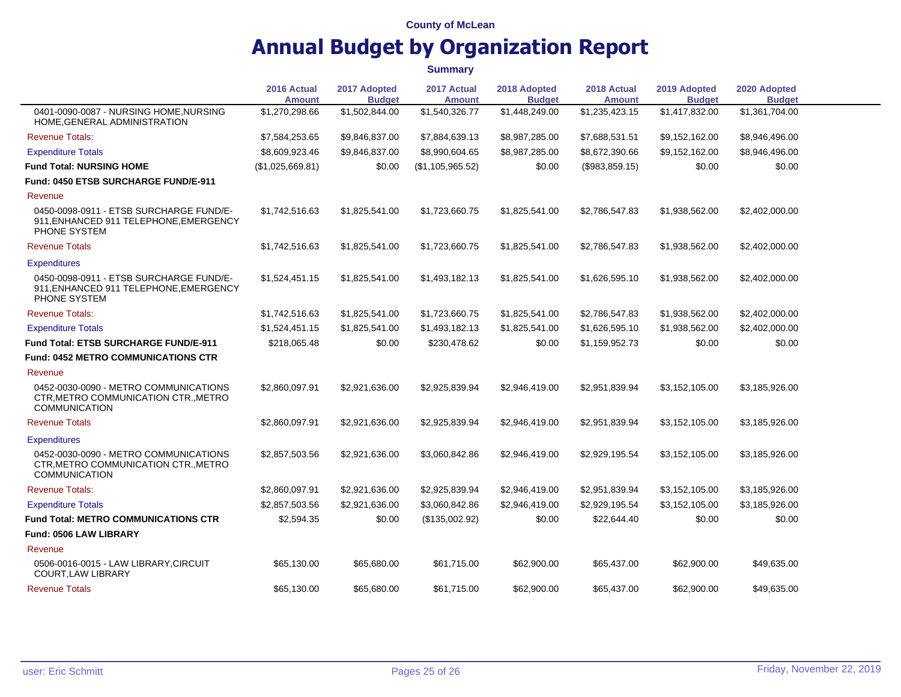County of McLean

# Annual Budget by Organization Report

**Summary**

| | 2016 Actual Amount | 2017 Adopted Budget | 2017 Actual Amount | 2018 Adopted Budget | 2018 Actual Amount | 2019 Adopted Budget | 2020 Adopted Budget |
|---|---|---|---|---|---|---|---|
| 0401-0090-0087 - NURSING HOME,NURSING HOME,GENERAL ADMINISTRATION | $1,270,298.66 | $1,502,844.00 | $1,540,326.77 | $1,448,249.00 | $1,235,423.15 | $1,417,832.00 | $1,361,704.00 |
| Revenue Totals: | $7,584,253.65 | $9,846,837.00 | $7,884,639.13 | $8,987,285.00 | $7,688,531.51 | $9,152,162.00 | $8,946,496.00 |
| Expenditure Totals | $8,609,923.46 | $9,846,837.00 | $8,990,604.65 | $8,987,285.00 | $8,672,390.66 | $9,152,162.00 | $8,946,496.00 |
| **Fund Total: NURSING HOME** | ($1,025,669.81) | $0.00 | ($1,105,965.52) | $0.00 | ($983,859.15) | $0.00 | $0.00 |
| **Fund: 0450 ETSB SURCHARGE FUND/E-911** | | | | | | | |
| Revenue | | | | | | | |
| 0450-0098-0911 - ETSB SURCHARGE FUND/E-911,ENHANCED 911 TELEPHONE,EMERGENCY PHONE SYSTEM | $1,742,516.63 | $1,825,541.00 | $1,723,660.75 | $1,825,541.00 | $2,786,547.83 | $1,938,562.00 | $2,402,000.00 |
| Revenue Totals | $1,742,516.63 | $1,825,541.00 | $1,723,660.75 | $1,825,541.00 | $2,786,547.83 | $1,938,562.00 | $2,402,000.00 |
| Expenditures | | | | | | | |
| 0450-0098-0911 - ETSB SURCHARGE FUND/E-911,ENHANCED 911 TELEPHONE,EMERGENCY PHONE SYSTEM | $1,524,451.15 | $1,825,541.00 | $1,493,182.13 | $1,825,541.00 | $1,626,595.10 | $1,938,562.00 | $2,402,000.00 |
| Revenue Totals: | $1,742,516.63 | $1,825,541.00 | $1,723,660.75 | $1,825,541.00 | $2,786,547.83 | $1,938,562.00 | $2,402,000.00 |
| Expenditure Totals | $1,524,451.15 | $1,825,541.00 | $1,493,182.13 | $1,825,541.00 | $1,626,595.10 | $1,938,562.00 | $2,402,000.00 |
| **Fund Total: ETSB SURCHARGE FUND/E-911** | $218,065.48 | $0.00 | $230,478.62 | $0.00 | $1,159,952.73 | $0.00 | $0.00 |
| **Fund: 0452 METRO COMMUNICATIONS CTR** | | | | | | | |
| Revenue | | | | | | | |
| 0452-0030-0090 - METRO COMMUNICATIONS CTR,METRO COMMUNICATION CTR.,METRO COMMUNICATION | $2,860,097.91 | $2,921,636.00 | $2,925,839.94 | $2,946,419.00 | $2,951,839.94 | $3,152,105.00 | $3,185,926.00 |
| Revenue Totals | $2,860,097.91 | $2,921,636.00 | $2,925,839.94 | $2,946,419.00 | $2,951,839.94 | $3,152,105.00 | $3,185,926.00 |
| Expenditures | | | | | | | |
| 0452-0030-0090 - METRO COMMUNICATIONS CTR,METRO COMMUNICATION CTR.,METRO COMMUNICATION | $2,857,503.56 | $2,921,636.00 | $3,060,842.86 | $2,946,419.00 | $2,929,195.54 | $3,152,105.00 | $3,185,926.00 |
| Revenue Totals: | $2,860,097.91 | $2,921,636.00 | $2,925,839.94 | $2,946,419.00 | $2,951,839.94 | $3,152,105.00 | $3,185,926.00 |
| Expenditure Totals | $2,857,503.56 | $2,921,636.00 | $3,060,842.86 | $2,946,419.00 | $2,929,195.54 | $3,152,105.00 | $3,185,926.00 |
| **Fund Total: METRO COMMUNICATIONS CTR** | $2,594.35 | $0.00 | ($135,002.92) | $0.00 | $22,644.40 | $0.00 | $0.00 |
| **Fund: 0506 LAW LIBRARY** | | | | | | | |
| Revenue | | | | | | | |
| 0506-0016-0015 - LAW LIBRARY,CIRCUIT COURT,LAW LIBRARY | $65,130.00 | $65,680.00 | $61,715.00 | $62,900.00 | $65,437.00 | $62,900.00 | $49,635.00 |
| Revenue Totals | $65,130.00 | $65,680.00 | $61,715.00 | $62,900.00 | $65,437.00 | $62,900.00 | $49,635.00 |

user: Eric Schmitt

Friday, November 22, 2019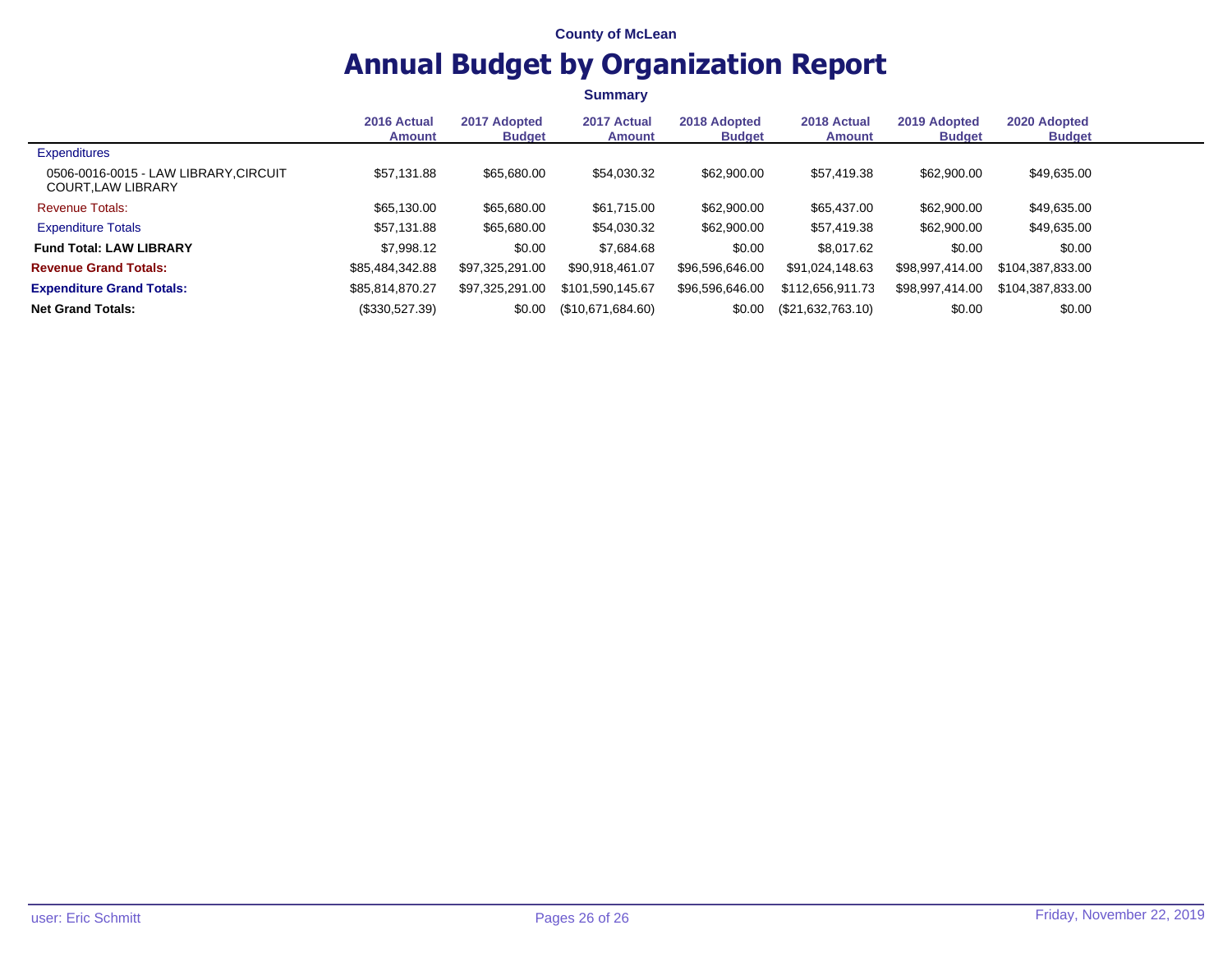County of McLean

# Annual Budget by Organization Report

**Summary**

| | 2016 Actual Amount | 2017 Adopted Budget | 2017 Actual Amount | 2018 Adopted Budget | 2018 Actual Amount | 2019 Adopted Budget | 2020 Adopted Budget |
|---|---|---|---|---|---|---|---|
| Expenditures | | | | | | | |
| 0506-0016-0015 - LAW LIBRARY,CIRCUIT COURT,LAW LIBRARY | $57,131.88 | $65,680.00 | $54,030.32 | $62,900.00 | $57,419.38 | $62,900.00 | $49,635.00 |
| Revenue Totals: | $65,130.00 | $65,680.00 | $61,715.00 | $62,900.00 | $65,437.00 | $62,900.00 | $49,635.00 |
| Expenditure Totals | $57,131.88 | $65,680.00 | $54,030.32 | $62,900.00 | $57,419.38 | $62,900.00 | $49,635.00 |
| **Fund Total: LAW LIBRARY** | $7,998.12 | $0.00 | $7,684.68 | $0.00 | $8,017.62 | $0.00 | $0.00 |
| **Revenue Grand Totals:** | $85,484,342.88 | $97,325,291.00 | $90,918,461.07 | $96,596,646.00 | $91,024,148.63 | $98,997,414.00 | $104,387,833.00 |
| **Expenditure Grand Totals:** | $85,814,870.27 | $97,325,291.00 | $101,590,145.67 | $96,596,646.00 | $112,656,911.73 | $98,997,414.00 | $104,387,833.00 |
| **Net Grand Totals:** | ($330,527.39) | $0.00 | ($10,671,684.60) | $0.00 | ($21,632,763.10) | $0.00 | $0.00 |

user: Eric Schmitt

Friday, November 22, 2019